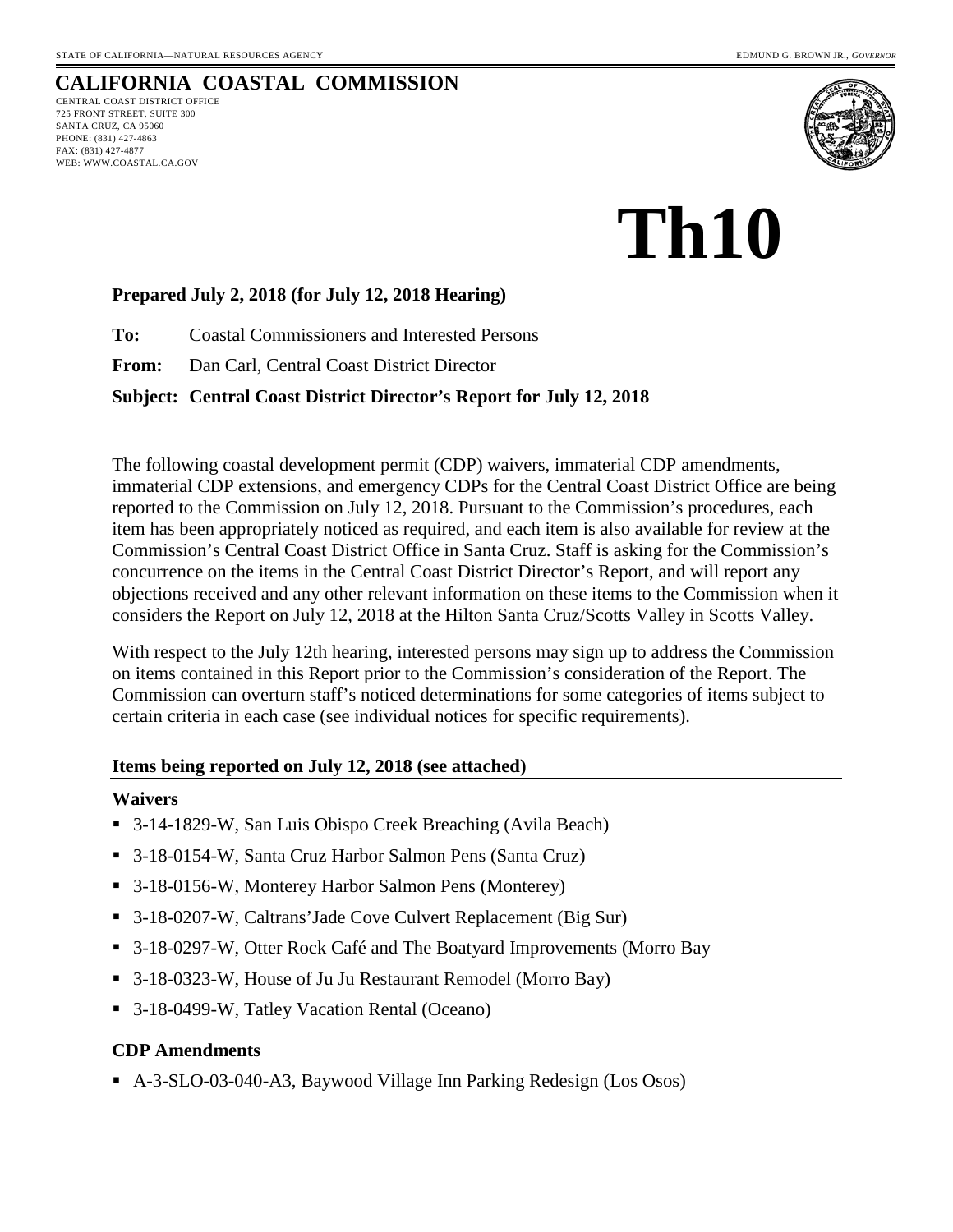STATE OF CALIFORNIA—NATURAL RESOURCES AGENCY EDMUND G. BROWN JR., *GOVERNOR*

# CALIFORNIA COASTAL COMMISSION

CENTRAL COAST DISTRICT OFFICE
725 FRONT STREET, SUITE 300
SANTA CRUZ, CA 95060
PHONE: (831) 427-4863
FAX: (831) 427-4877
WEB: WWW.COASTAL.CA.GOV

# Th10

**Prepared July 2, 2018 (for July 12, 2018 Hearing)**

**To:** Coastal Commissioners and Interested Persons

**From:** Dan Carl, Central Coast District Director

**Subject: Central Coast District Director's Report for July 12, 2018**

The following coastal development permit (CDP) waivers, immaterial CDP amendments, immaterial CDP extensions, and emergency CDPs for the Central Coast District Office are being reported to the Commission on July 12, 2018. Pursuant to the Commission's procedures, each item has been appropriately noticed as required, and each item is also available for review at the Commission's Central Coast District Office in Santa Cruz. Staff is asking for the Commission's concurrence on the items in the Central Coast District Director's Report, and will report any objections received and any other relevant information on these items to the Commission when it considers the Report on July 12, 2018 at the Hilton Santa Cruz/Scotts Valley in Scotts Valley.

With respect to the July 12th hearing, interested persons may sign up to address the Commission on items contained in this Report prior to the Commission's consideration of the Report. The Commission can overturn staff's noticed determinations for some categories of items subject to certain criteria in each case (see individual notices for specific requirements).

## Items being reported on July 12, 2018 (see attached)

### Waivers

- 3-14-1829-W, San Luis Obispo Creek Breaching (Avila Beach)
- 3-18-0154-W, Santa Cruz Harbor Salmon Pens (Santa Cruz)
- 3-18-0156-W, Monterey Harbor Salmon Pens (Monterey)
- 3-18-0207-W, Caltrans'Jade Cove Culvert Replacement (Big Sur)
- 3-18-0297-W, Otter Rock Café and The Boatyard Improvements (Morro Bay
- 3-18-0323-W, House of Ju Ju Restaurant Remodel (Morro Bay)
- 3-18-0499-W, Tatley Vacation Rental (Oceano)

### CDP Amendments

- A-3-SLO-03-040-A3, Baywood Village Inn Parking Redesign (Los Osos)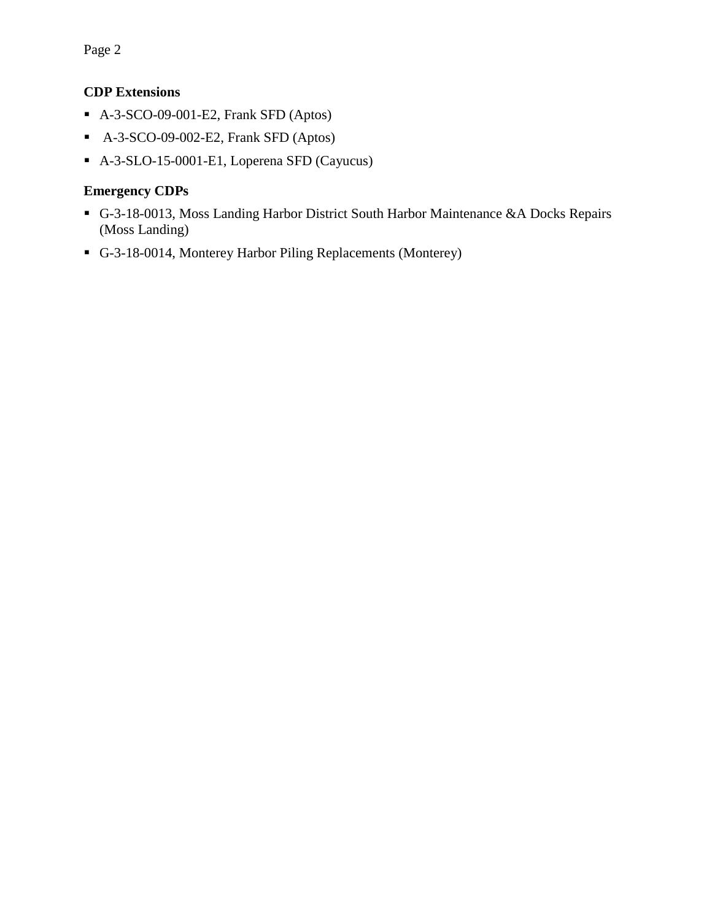**CDP Extensions**

- A-3-SCO-09-001-E2, Frank SFD (Aptos)
- A-3-SCO-09-002-E2, Frank SFD (Aptos)
- A-3-SLO-15-0001-E1, Loperena SFD (Cayucus)

**Emergency CDPs**

- G-3-18-0013, Moss Landing Harbor District South Harbor Maintenance &A Docks Repairs (Moss Landing)
- G-3-18-0014, Monterey Harbor Piling Replacements (Monterey)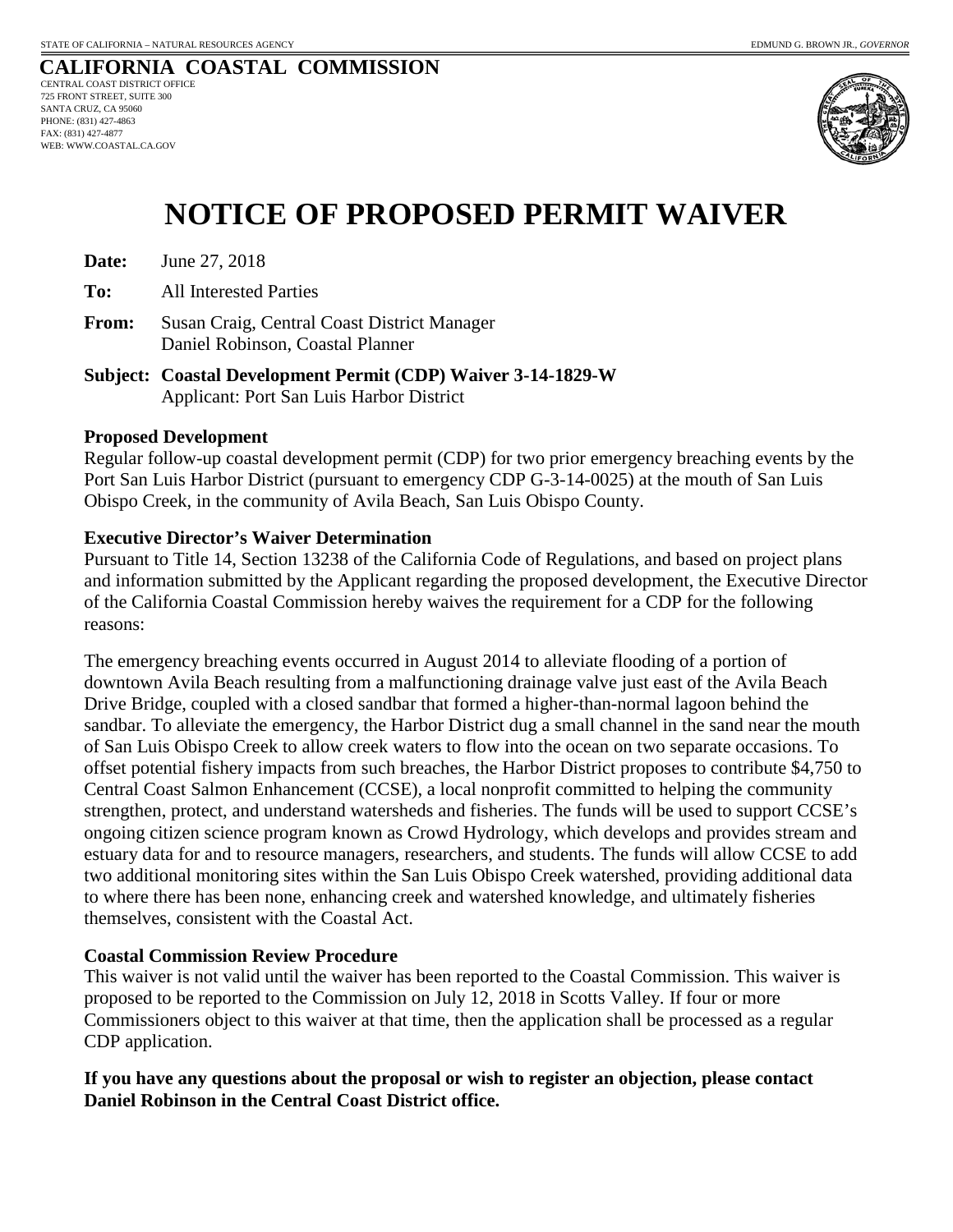STATE OF CALIFORNIA – NATURAL RESOURCES AGENCY

EDMUND G. BROWN JR., *GOVERNOR*

**CALIFORNIA COASTAL COMMISSION**

CENTRAL COAST DISTRICT OFFICE
725 FRONT STREET, SUITE 300
SANTA CRUZ, CA 95060
PHONE: (831) 427-4863
FAX: (831) 427-4877
WEB: WWW.COASTAL.CA.GOV

# NOTICE OF PROPOSED PERMIT WAIVER

**Date:** June 27, 2018

**To:** All Interested Parties

**From:** Susan Craig, Central Coast District Manager
Daniel Robinson, Coastal Planner

**Subject: Coastal Development Permit (CDP) Waiver 3-14-1829-W**
Applicant: Port San Luis Harbor District

### Proposed Development

Regular follow-up coastal development permit (CDP) for two prior emergency breaching events by the Port San Luis Harbor District (pursuant to emergency CDP G-3-14-0025) at the mouth of San Luis Obispo Creek, in the community of Avila Beach, San Luis Obispo County.

### Executive Director's Waiver Determination

Pursuant to Title 14, Section 13238 of the California Code of Regulations, and based on project plans and information submitted by the Applicant regarding the proposed development, the Executive Director of the California Coastal Commission hereby waives the requirement for a CDP for the following reasons:

The emergency breaching events occurred in August 2014 to alleviate flooding of a portion of downtown Avila Beach resulting from a malfunctioning drainage valve just east of the Avila Beach Drive Bridge, coupled with a closed sandbar that formed a higher-than-normal lagoon behind the sandbar. To alleviate the emergency, the Harbor District dug a small channel in the sand near the mouth of San Luis Obispo Creek to allow creek waters to flow into the ocean on two separate occasions. To offset potential fishery impacts from such breaches, the Harbor District proposes to contribute $4,750 to Central Coast Salmon Enhancement (CCSE), a local nonprofit committed to helping the community strengthen, protect, and understand watersheds and fisheries. The funds will be used to support CCSE's ongoing citizen science program known as Crowd Hydrology, which develops and provides stream and estuary data for and to resource managers, researchers, and students. The funds will allow CCSE to add two additional monitoring sites within the San Luis Obispo Creek watershed, providing additional data to where there has been none, enhancing creek and watershed knowledge, and ultimately fisheries themselves, consistent with the Coastal Act.

### Coastal Commission Review Procedure

This waiver is not valid until the waiver has been reported to the Coastal Commission. This waiver is proposed to be reported to the Commission on July 12, 2018 in Scotts Valley. If four or more Commissioners object to this waiver at that time, then the application shall be processed as a regular CDP application.

**If you have any questions about the proposal or wish to register an objection, please contact Daniel Robinson in the Central Coast District office.**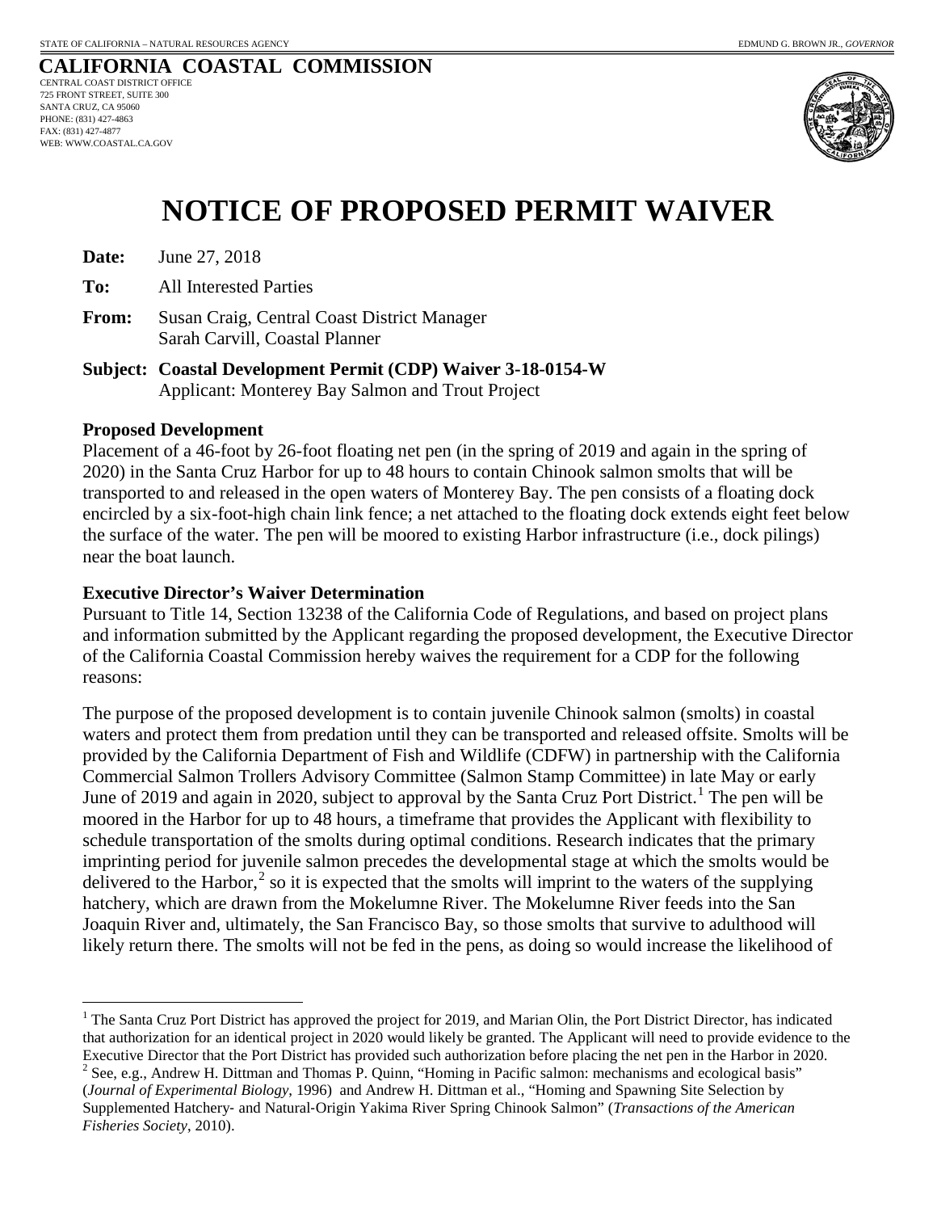STATE OF CALIFORNIA – NATURAL RESOURCES AGENCY

EDMUND G. BROWN JR., *GOVERNOR*

**CALIFORNIA COASTAL COMMISSION**
CENTRAL COAST DISTRICT OFFICE
725 FRONT STREET, SUITE 300
SANTA CRUZ, CA 95060
PHONE: (831) 427-4863
FAX: (831) 427-4877
WEB: WWW.COASTAL.CA.GOV

# NOTICE OF PROPOSED PERMIT WAIVER

**Date:** June 27, 2018

**To:** All Interested Parties

**From:** Susan Craig, Central Coast District Manager
Sarah Carvill, Coastal Planner

**Subject: Coastal Development Permit (CDP) Waiver 3-18-0154-W**
Applicant: Monterey Bay Salmon and Trout Project

**Proposed Development**

Placement of a 46-foot by 26-foot floating net pen (in the spring of 2019 and again in the spring of 2020) in the Santa Cruz Harbor for up to 48 hours to contain Chinook salmon smolts that will be transported to and released in the open waters of Monterey Bay. The pen consists of a floating dock encircled by a six-foot-high chain link fence; a net attached to the floating dock extends eight feet below the surface of the water. The pen will be moored to existing Harbor infrastructure (i.e., dock pilings) near the boat launch.

**Executive Director's Waiver Determination**

Pursuant to Title 14, Section 13238 of the California Code of Regulations, and based on project plans and information submitted by the Applicant regarding the proposed development, the Executive Director of the California Coastal Commission hereby waives the requirement for a CDP for the following reasons:

The purpose of the proposed development is to contain juvenile Chinook salmon (smolts) in coastal waters and protect them from predation until they can be transported and released offsite. Smolts will be provided by the California Department of Fish and Wildlife (CDFW) in partnership with the California Commercial Salmon Trollers Advisory Committee (Salmon Stamp Committee) in late May or early June of 2019 and again in 2020, subject to approval by the Santa Cruz Port District.[1] The pen will be moored in the Harbor for up to 48 hours, a timeframe that provides the Applicant with flexibility to schedule transportation of the smolts during optimal conditions. Research indicates that the primary imprinting period for juvenile salmon precedes the developmental stage at which the smolts would be delivered to the Harbor,[2] so it is expected that the smolts will imprint to the waters of the supplying hatchery, which are drawn from the Mokelumne River. The Mokelumne River feeds into the San Joaquin River and, ultimately, the San Francisco Bay, so those smolts that survive to adulthood will likely return there. The smolts will not be fed in the pens, as doing so would increase the likelihood of

---

[1] The Santa Cruz Port District has approved the project for 2019, and Marian Olin, the Port District Director, has indicated that authorization for an identical project in 2020 would likely be granted. The Applicant will need to provide evidence to the Executive Director that the Port District has provided such authorization before placing the net pen in the Harbor in 2020.

[2] See, e.g., Andrew H. Dittman and Thomas P. Quinn, "Homing in Pacific salmon: mechanisms and ecological basis" (*Journal of Experimental Biology*, 1996) and Andrew H. Dittman et al., "Homing and Spawning Site Selection by Supplemented Hatchery- and Natural-Origin Yakima River Spring Chinook Salmon" (*Transactions of the American Fisheries Society*, 2010).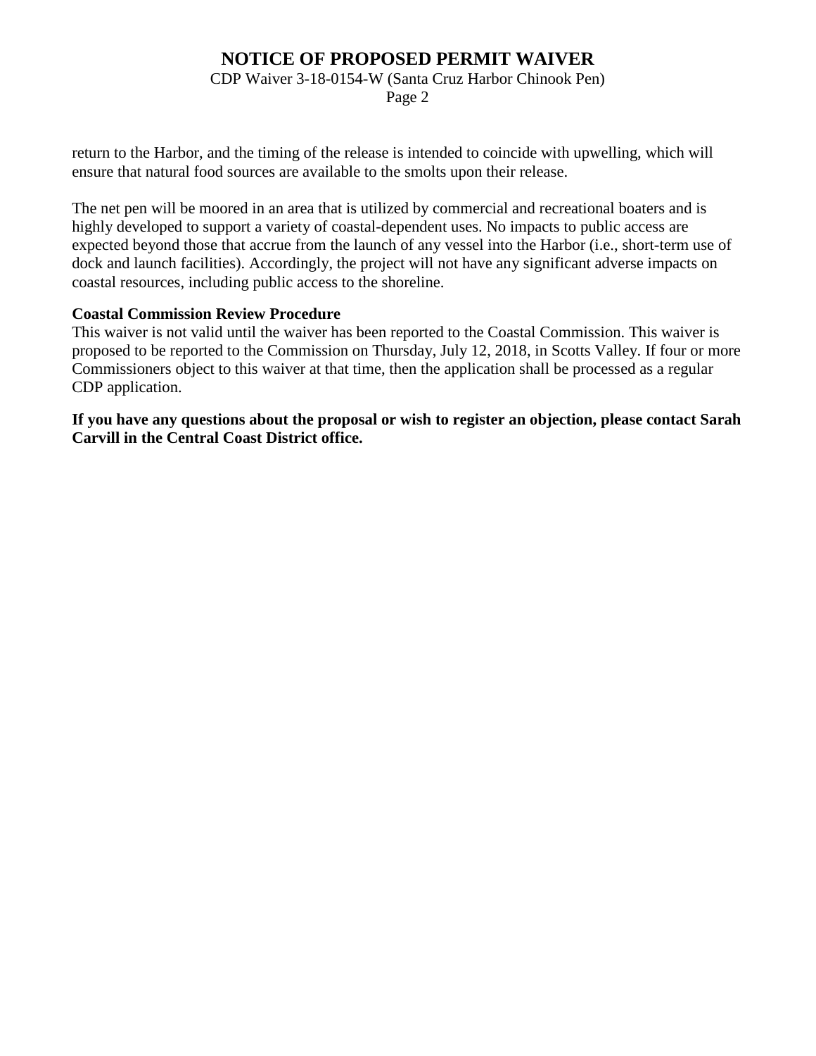return to the Harbor, and the timing of the release is intended to coincide with upwelling, which will ensure that natural food sources are available to the smolts upon their release.

The net pen will be moored in an area that is utilized by commercial and recreational boaters and is highly developed to support a variety of coastal-dependent uses. No impacts to public access are expected beyond those that accrue from the launch of any vessel into the Harbor (i.e., short-term use of dock and launch facilities). Accordingly, the project will not have any significant adverse impacts on coastal resources, including public access to the shoreline.

**Coastal Commission Review Procedure**

This waiver is not valid until the waiver has been reported to the Coastal Commission. This waiver is proposed to be reported to the Commission on Thursday, July 12, 2018, in Scotts Valley. If four or more Commissioners object to this waiver at that time, then the application shall be processed as a regular CDP application.

**If you have any questions about the proposal or wish to register an objection, please contact Sarah Carvill in the Central Coast District office.**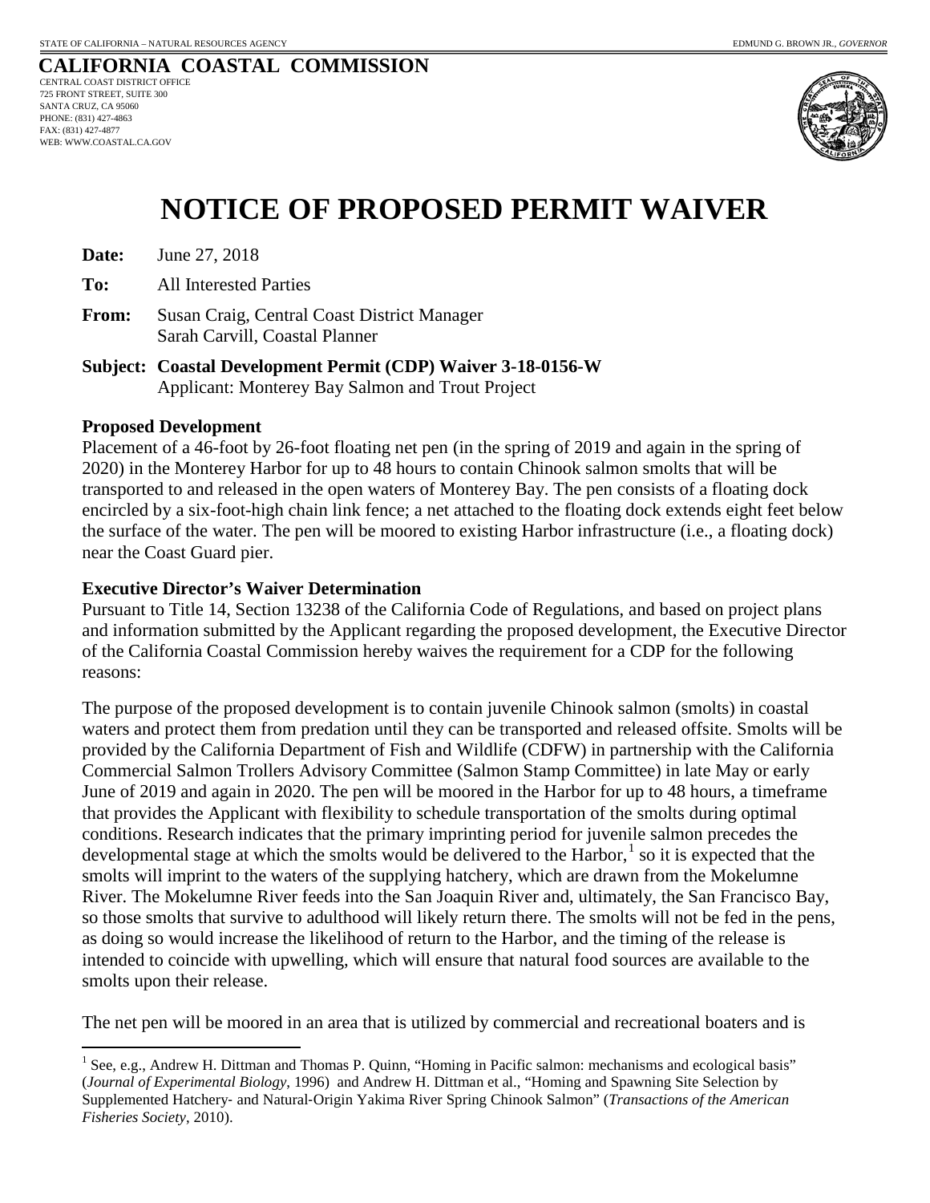STATE OF CALIFORNIA – NATURAL RESOURCES AGENCY

EDMUND G. BROWN JR., *GOVERNOR*

**CALIFORNIA COASTAL COMMISSION**
CENTRAL COAST DISTRICT OFFICE
725 FRONT STREET, SUITE 300
SANTA CRUZ, CA 95060
PHONE: (831) 427-4863
FAX: (831) 427-4877
WEB: WWW.COASTAL.CA.GOV

# NOTICE OF PROPOSED PERMIT WAIVER

**Date:** June 27, 2018

**To:** All Interested Parties

**From:** Susan Craig, Central Coast District Manager
Sarah Carvill, Coastal Planner

**Subject: Coastal Development Permit (CDP) Waiver 3-18-0156-W**
Applicant: Monterey Bay Salmon and Trout Project

**Proposed Development**

Placement of a 46-foot by 26-foot floating net pen (in the spring of 2019 and again in the spring of 2020) in the Monterey Harbor for up to 48 hours to contain Chinook salmon smolts that will be transported to and released in the open waters of Monterey Bay. The pen consists of a floating dock encircled by a six-foot-high chain link fence; a net attached to the floating dock extends eight feet below the surface of the water. The pen will be moored to existing Harbor infrastructure (i.e., a floating dock) near the Coast Guard pier.

**Executive Director's Waiver Determination**

Pursuant to Title 14, Section 13238 of the California Code of Regulations, and based on project plans and information submitted by the Applicant regarding the proposed development, the Executive Director of the California Coastal Commission hereby waives the requirement for a CDP for the following reasons:

The purpose of the proposed development is to contain juvenile Chinook salmon (smolts) in coastal waters and protect them from predation until they can be transported and released offsite. Smolts will be provided by the California Department of Fish and Wildlife (CDFW) in partnership with the California Commercial Salmon Trollers Advisory Committee (Salmon Stamp Committee) in late May or early June of 2019 and again in 2020. The pen will be moored in the Harbor for up to 48 hours, a timeframe that provides the Applicant with flexibility to schedule transportation of the smolts during optimal conditions. Research indicates that the primary imprinting period for juvenile salmon precedes the developmental stage at which the smolts would be delivered to the Harbor,[1] so it is expected that the smolts will imprint to the waters of the supplying hatchery, which are drawn from the Mokelumne River. The Mokelumne River feeds into the San Joaquin River and, ultimately, the San Francisco Bay, so those smolts that survive to adulthood will likely return there. The smolts will not be fed in the pens, as doing so would increase the likelihood of return to the Harbor, and the timing of the release is intended to coincide with upwelling, which will ensure that natural food sources are available to the smolts upon their release.

The net pen will be moored in an area that is utilized by commercial and recreational boaters and is

[1] See, e.g., Andrew H. Dittman and Thomas P. Quinn, "Homing in Pacific salmon: mechanisms and ecological basis" (*Journal of Experimental Biology*, 1996) and Andrew H. Dittman et al., "Homing and Spawning Site Selection by Supplemented Hatchery- and Natural-Origin Yakima River Spring Chinook Salmon" (*Transactions of the American Fisheries Society*, 2010).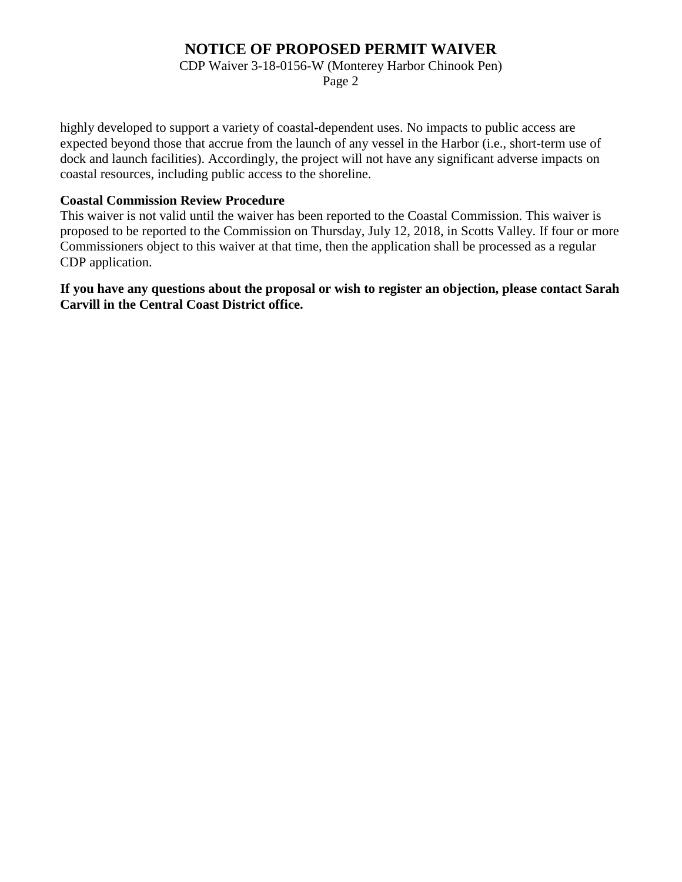highly developed to support a variety of coastal-dependent uses. No impacts to public access are expected beyond those that accrue from the launch of any vessel in the Harbor (i.e., short-term use of dock and launch facilities). Accordingly, the project will not have any significant adverse impacts on coastal resources, including public access to the shoreline.

**Coastal Commission Review Procedure**

This waiver is not valid until the waiver has been reported to the Coastal Commission. This waiver is proposed to be reported to the Commission on Thursday, July 12, 2018, in Scotts Valley. If four or more Commissioners object to this waiver at that time, then the application shall be processed as a regular CDP application.

**If you have any questions about the proposal or wish to register an objection, please contact Sarah Carvill in the Central Coast District office.**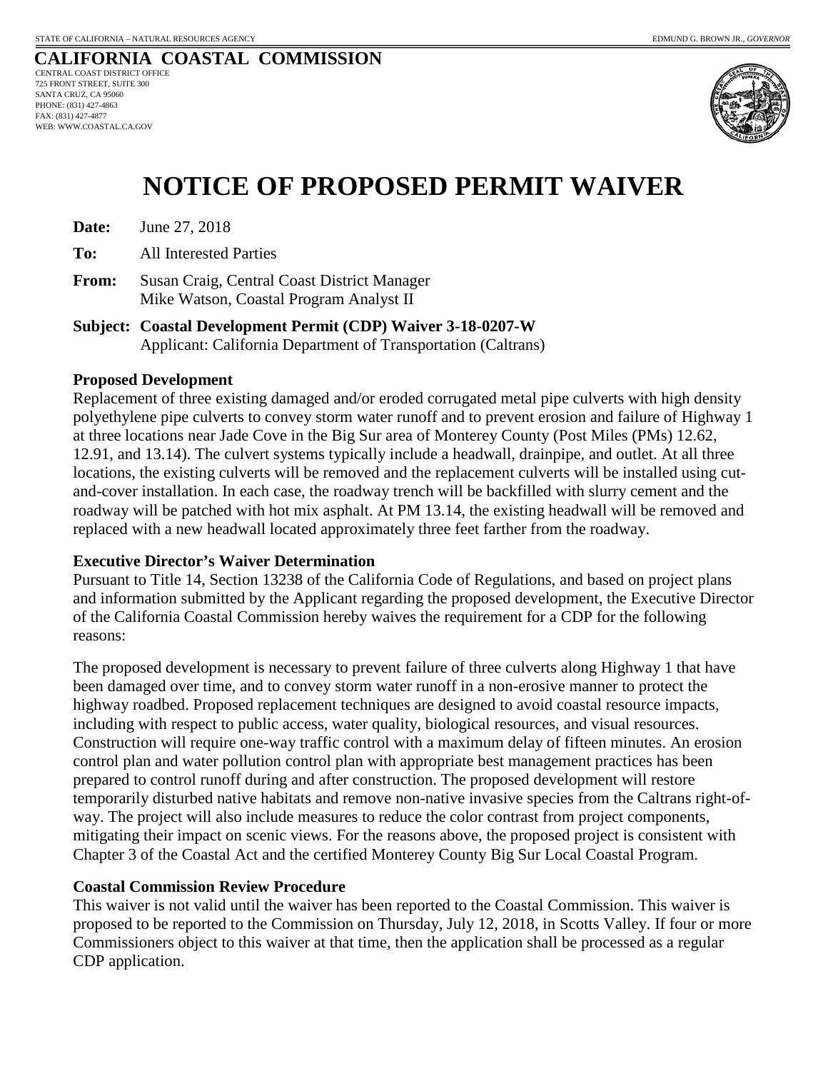STATE OF CALIFORNIA – NATURAL RESOURCES AGENCY

EDMUND G. BROWN JR., *GOVERNOR*

**CALIFORNIA COASTAL COMMISSION**
CENTRAL COAST DISTRICT OFFICE
725 FRONT STREET, SUITE 300
SANTA CRUZ, CA 95060
PHONE: (831) 427-4863
FAX: (831) 427-4877
WEB: WWW.COASTAL.CA.GOV

# NOTICE OF PROPOSED PERMIT WAIVER

**Date:** June 27, 2018

**To:** All Interested Parties

**From:** Susan Craig, Central Coast District Manager
Mike Watson, Coastal Program Analyst II

**Subject: Coastal Development Permit (CDP) Waiver 3-18-0207-W**
Applicant: California Department of Transportation (Caltrans)

**Proposed Development**

Replacement of three existing damaged and/or eroded corrugated metal pipe culverts with high density polyethylene pipe culverts to convey storm water runoff and to prevent erosion and failure of Highway 1 at three locations near Jade Cove in the Big Sur area of Monterey County (Post Miles (PMs) 12.62, 12.91, and 13.14). The culvert systems typically include a headwall, drainpipe, and outlet. At all three locations, the existing culverts will be removed and the replacement culverts will be installed using cut-and-cover installation. In each case, the roadway trench will be backfilled with slurry cement and the roadway will be patched with hot mix asphalt. At PM 13.14, the existing headwall will be removed and replaced with a new headwall located approximately three feet farther from the roadway.

**Executive Director's Waiver Determination**

Pursuant to Title 14, Section 13238 of the California Code of Regulations, and based on project plans and information submitted by the Applicant regarding the proposed development, the Executive Director of the California Coastal Commission hereby waives the requirement for a CDP for the following reasons:

The proposed development is necessary to prevent failure of three culverts along Highway 1 that have been damaged over time, and to convey storm water runoff in a non-erosive manner to protect the highway roadbed. Proposed replacement techniques are designed to avoid coastal resource impacts, including with respect to public access, water quality, biological resources, and visual resources. Construction will require one-way traffic control with a maximum delay of fifteen minutes. An erosion control plan and water pollution control plan with appropriate best management practices has been prepared to control runoff during and after construction. The proposed development will restore temporarily disturbed native habitats and remove non-native invasive species from the Caltrans right-of-way. The project will also include measures to reduce the color contrast from project components, mitigating their impact on scenic views. For the reasons above, the proposed project is consistent with Chapter 3 of the Coastal Act and the certified Monterey County Big Sur Local Coastal Program.

**Coastal Commission Review Procedure**

This waiver is not valid until the waiver has been reported to the Coastal Commission. This waiver is proposed to be reported to the Commission on Thursday, July 12, 2018, in Scotts Valley. If four or more Commissioners object to this waiver at that time, then the application shall be processed as a regular CDP application.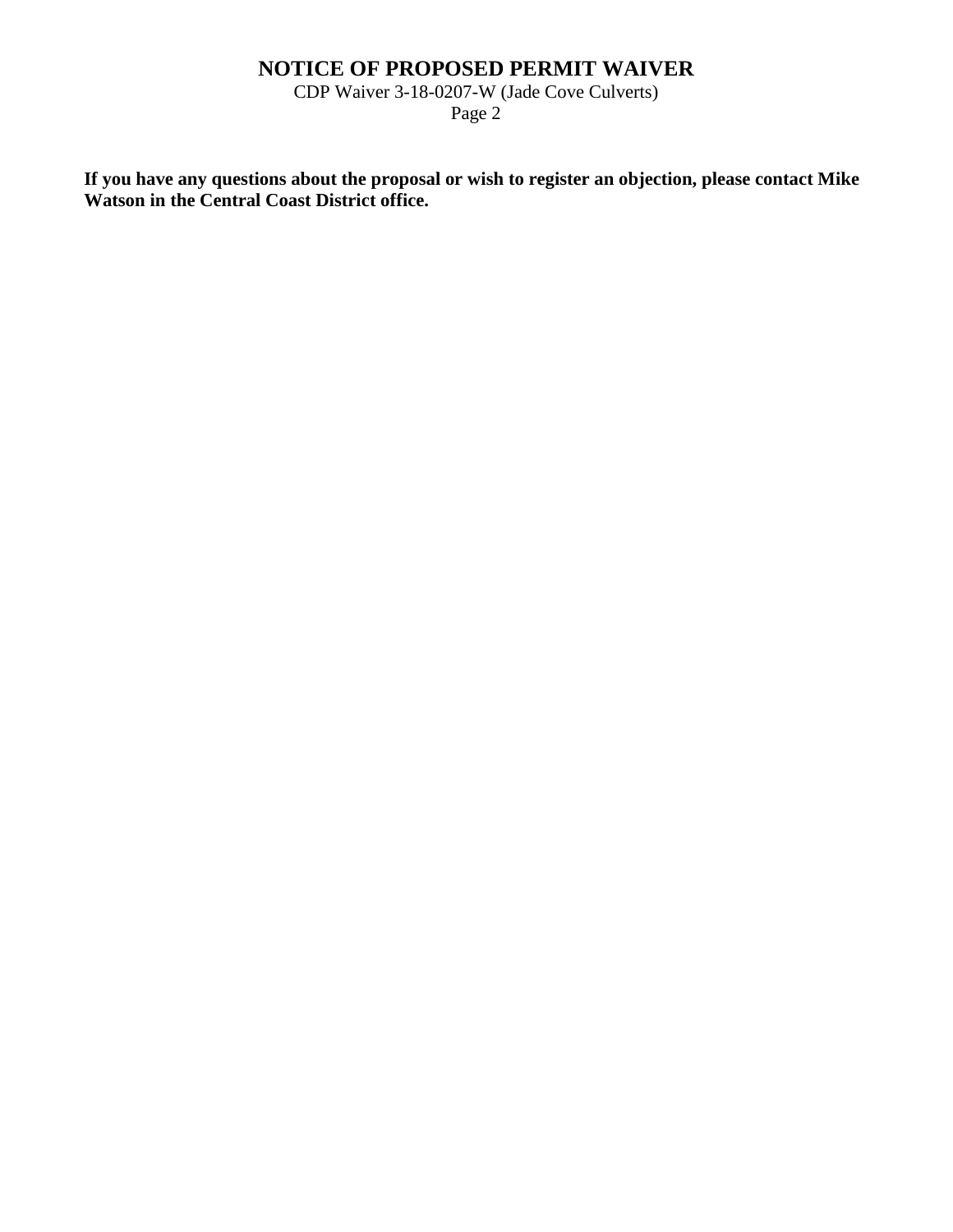**If you have any questions about the proposal or wish to register an objection, please contact Mike Watson in the Central Coast District office.**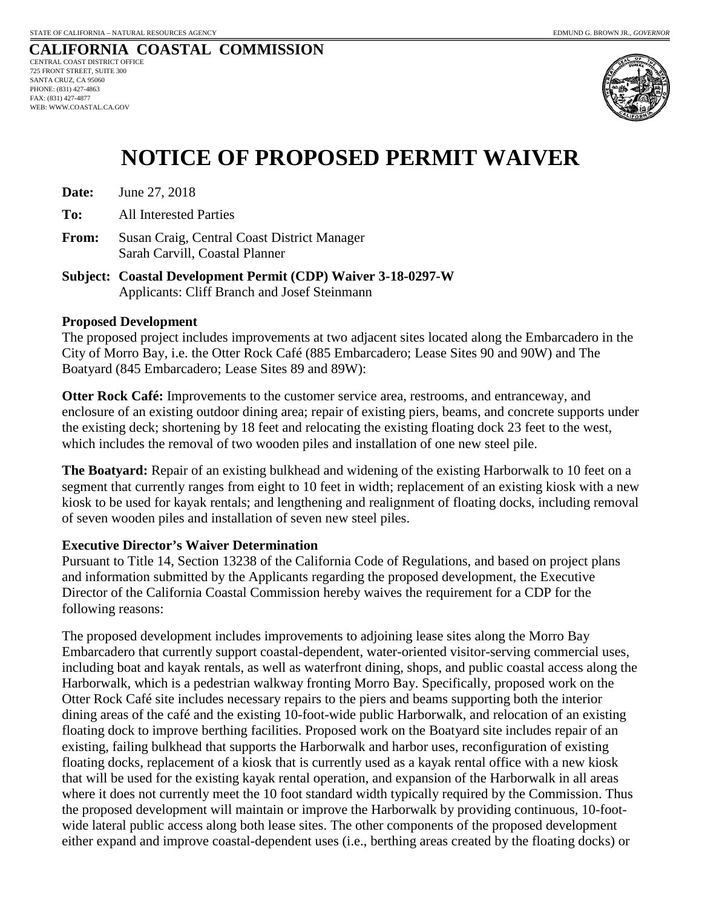STATE OF CALIFORNIA – NATURAL RESOURCES AGENCY

EDMUND G. BROWN JR., *GOVERNOR*

**CALIFORNIA COASTAL COMMISSION**
CENTRAL COAST DISTRICT OFFICE
725 FRONT STREET, SUITE 300
SANTA CRUZ, CA 95060
PHONE: (831) 427-4863
FAX: (831) 427-4877
WEB: WWW.COASTAL.CA.GOV

# NOTICE OF PROPOSED PERMIT WAIVER

**Date:** June 27, 2018

**To:** All Interested Parties

**From:** Susan Craig, Central Coast District Manager
Sarah Carvill, Coastal Planner

**Subject: Coastal Development Permit (CDP) Waiver 3-18-0297-W**
Applicants: Cliff Branch and Josef Steinmann

**Proposed Development**

The proposed project includes improvements at two adjacent sites located along the Embarcadero in the City of Morro Bay, i.e. the Otter Rock Café (885 Embarcadero; Lease Sites 90 and 90W) and The Boatyard (845 Embarcadero; Lease Sites 89 and 89W):

**Otter Rock Café:** Improvements to the customer service area, restrooms, and entranceway, and enclosure of an existing outdoor dining area; repair of existing piers, beams, and concrete supports under the existing deck; shortening by 18 feet and relocating the existing floating dock 23 feet to the west, which includes the removal of two wooden piles and installation of one new steel pile.

**The Boatyard:** Repair of an existing bulkhead and widening of the existing Harborwalk to 10 feet on a segment that currently ranges from eight to 10 feet in width; replacement of an existing kiosk with a new kiosk to be used for kayak rentals; and lengthening and realignment of floating docks, including removal of seven wooden piles and installation of seven new steel piles.

**Executive Director's Waiver Determination**

Pursuant to Title 14, Section 13238 of the California Code of Regulations, and based on project plans and information submitted by the Applicants regarding the proposed development, the Executive Director of the California Coastal Commission hereby waives the requirement for a CDP for the following reasons:

The proposed development includes improvements to adjoining lease sites along the Morro Bay Embarcadero that currently support coastal-dependent, water-oriented visitor-serving commercial uses, including boat and kayak rentals, as well as waterfront dining, shops, and public coastal access along the Harborwalk, which is a pedestrian walkway fronting Morro Bay. Specifically, proposed work on the Otter Rock Café site includes necessary repairs to the piers and beams supporting both the interior dining areas of the café and the existing 10-foot-wide public Harborwalk, and relocation of an existing floating dock to improve berthing facilities. Proposed work on the Boatyard site includes repair of an existing, failing bulkhead that supports the Harborwalk and harbor uses, reconfiguration of existing floating docks, replacement of a kiosk that is currently used as a kayak rental office with a new kiosk that will be used for the existing kayak rental operation, and expansion of the Harborwalk in all areas where it does not currently meet the 10 foot standard width typically required by the Commission. Thus the proposed development will maintain or improve the Harborwalk by providing continuous, 10-foot-wide lateral public access along both lease sites. The other components of the proposed development either expand and improve coastal-dependent uses (i.e., berthing areas created by the floating docks) or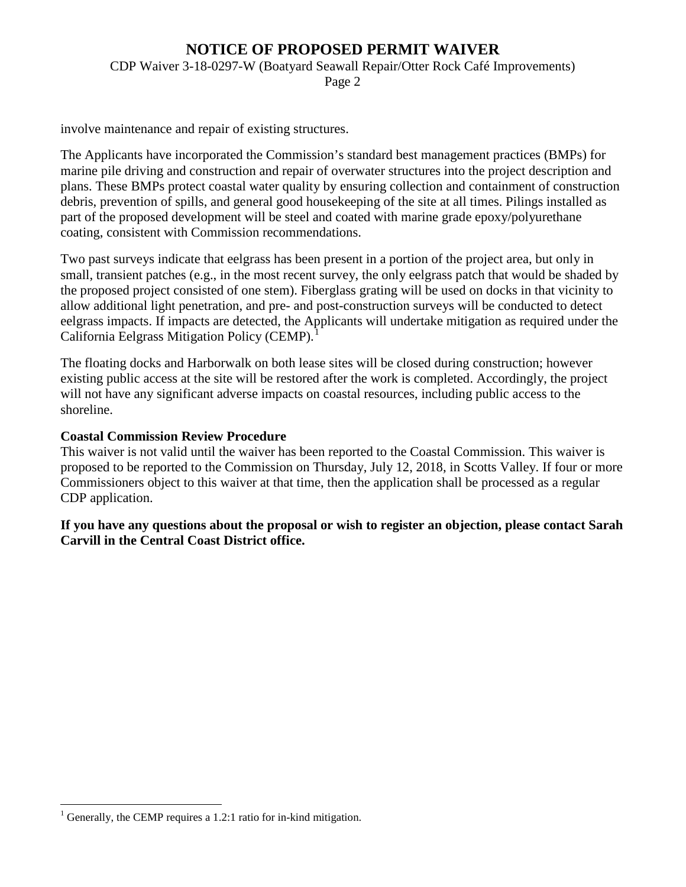involve maintenance and repair of existing structures.

The Applicants have incorporated the Commission's standard best management practices (BMPs) for marine pile driving and construction and repair of overwater structures into the project description and plans. These BMPs protect coastal water quality by ensuring collection and containment of construction debris, prevention of spills, and general good housekeeping of the site at all times. Pilings installed as part of the proposed development will be steel and coated with marine grade epoxy/polyurethane coating, consistent with Commission recommendations.

Two past surveys indicate that eelgrass has been present in a portion of the project area, but only in small, transient patches (e.g., in the most recent survey, the only eelgrass patch that would be shaded by the proposed project consisted of one stem). Fiberglass grating will be used on docks in that vicinity to allow additional light penetration, and pre- and post-construction surveys will be conducted to detect eelgrass impacts. If impacts are detected, the Applicants will undertake mitigation as required under the California Eelgrass Mitigation Policy (CEMP).[1]

The floating docks and Harborwalk on both lease sites will be closed during construction; however existing public access at the site will be restored after the work is completed. Accordingly, the project will not have any significant adverse impacts on coastal resources, including public access to the shoreline.

**Coastal Commission Review Procedure**

This waiver is not valid until the waiver has been reported to the Coastal Commission. This waiver is proposed to be reported to the Commission on Thursday, July 12, 2018, in Scotts Valley. If four or more Commissioners object to this waiver at that time, then the application shall be processed as a regular CDP application.

**If you have any questions about the proposal or wish to register an objection, please contact Sarah Carvill in the Central Coast District office.**

[1] Generally, the CEMP requires a 1.2:1 ratio for in-kind mitigation.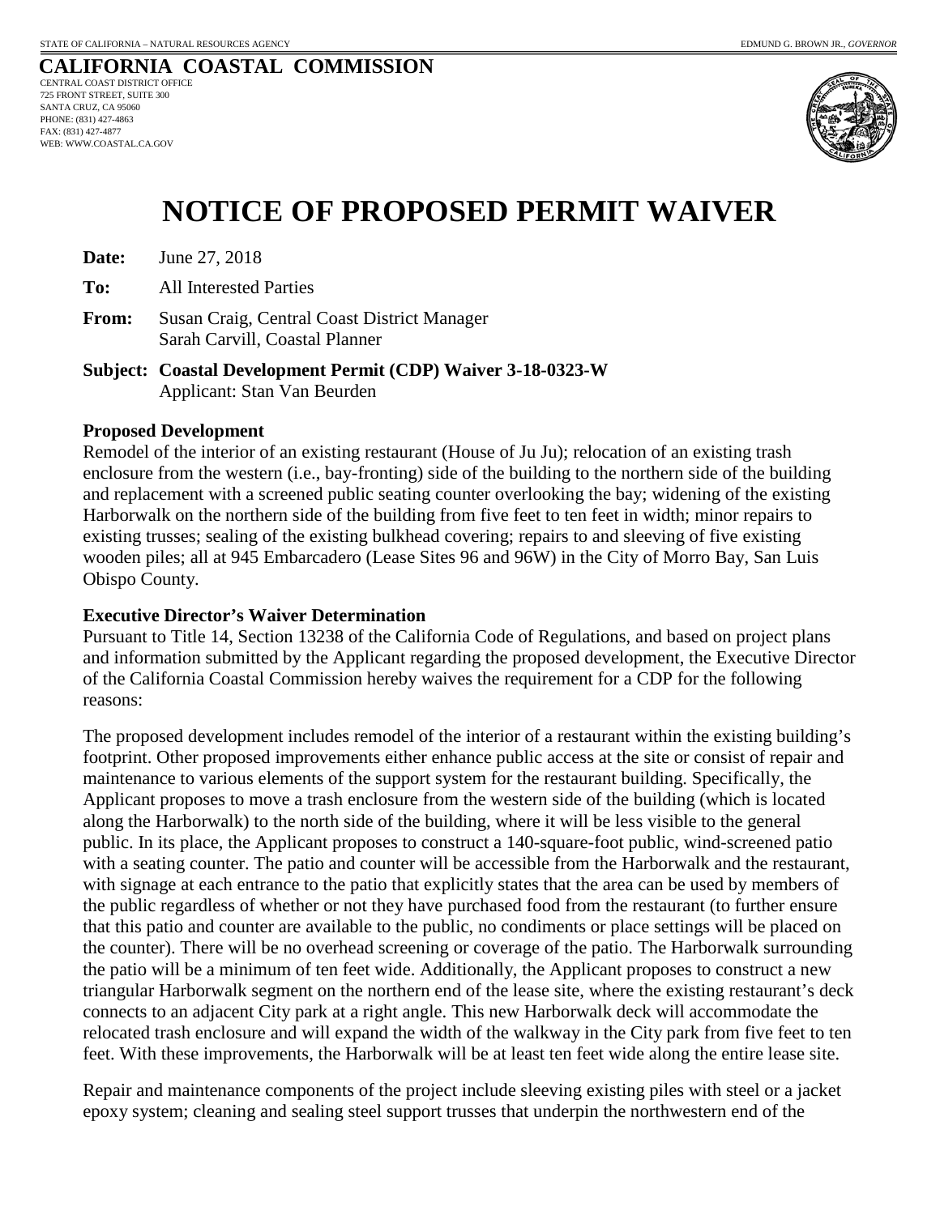STATE OF CALIFORNIA – NATURAL RESOURCES AGENCY EDMUND G. BROWN JR., *GOVERNOR*

**CALIFORNIA COASTAL COMMISSION**
CENTRAL COAST DISTRICT OFFICE
725 FRONT STREET, SUITE 300
SANTA CRUZ, CA 95060
PHONE: (831) 427-4863
FAX: (831) 427-4877
WEB: WWW.COASTAL.CA.GOV

# NOTICE OF PROPOSED PERMIT WAIVER

**Date:** June 27, 2018

**To:** All Interested Parties

**From:** Susan Craig, Central Coast District Manager
Sarah Carvill, Coastal Planner

**Subject: Coastal Development Permit (CDP) Waiver 3-18-0323-W**
Applicant: Stan Van Beurden

**Proposed Development**
Remodel of the interior of an existing restaurant (House of Ju Ju); relocation of an existing trash enclosure from the western (i.e., bay-fronting) side of the building to the northern side of the building and replacement with a screened public seating counter overlooking the bay; widening of the existing Harborwalk on the northern side of the building from five feet to ten feet in width; minor repairs to existing trusses; sealing of the existing bulkhead covering; repairs to and sleeving of five existing wooden piles; all at 945 Embarcadero (Lease Sites 96 and 96W) in the City of Morro Bay, San Luis Obispo County.

**Executive Director's Waiver Determination**
Pursuant to Title 14, Section 13238 of the California Code of Regulations, and based on project plans and information submitted by the Applicant regarding the proposed development, the Executive Director of the California Coastal Commission hereby waives the requirement for a CDP for the following reasons:

The proposed development includes remodel of the interior of a restaurant within the existing building's footprint. Other proposed improvements either enhance public access at the site or consist of repair and maintenance to various elements of the support system for the restaurant building. Specifically, the Applicant proposes to move a trash enclosure from the western side of the building (which is located along the Harborwalk) to the north side of the building, where it will be less visible to the general public. In its place, the Applicant proposes to construct a 140-square-foot public, wind-screened patio with a seating counter. The patio and counter will be accessible from the Harborwalk and the restaurant, with signage at each entrance to the patio that explicitly states that the area can be used by members of the public regardless of whether or not they have purchased food from the restaurant (to further ensure that this patio and counter are available to the public, no condiments or place settings will be placed on the counter). There will be no overhead screening or coverage of the patio. The Harborwalk surrounding the patio will be a minimum of ten feet wide. Additionally, the Applicant proposes to construct a new triangular Harborwalk segment on the northern end of the lease site, where the existing restaurant's deck connects to an adjacent City park at a right angle. This new Harborwalk deck will accommodate the relocated trash enclosure and will expand the width of the walkway in the City park from five feet to ten feet. With these improvements, the Harborwalk will be at least ten feet wide along the entire lease site.

Repair and maintenance components of the project include sleeving existing piles with steel or a jacket epoxy system; cleaning and sealing steel support trusses that underpin the northwestern end of the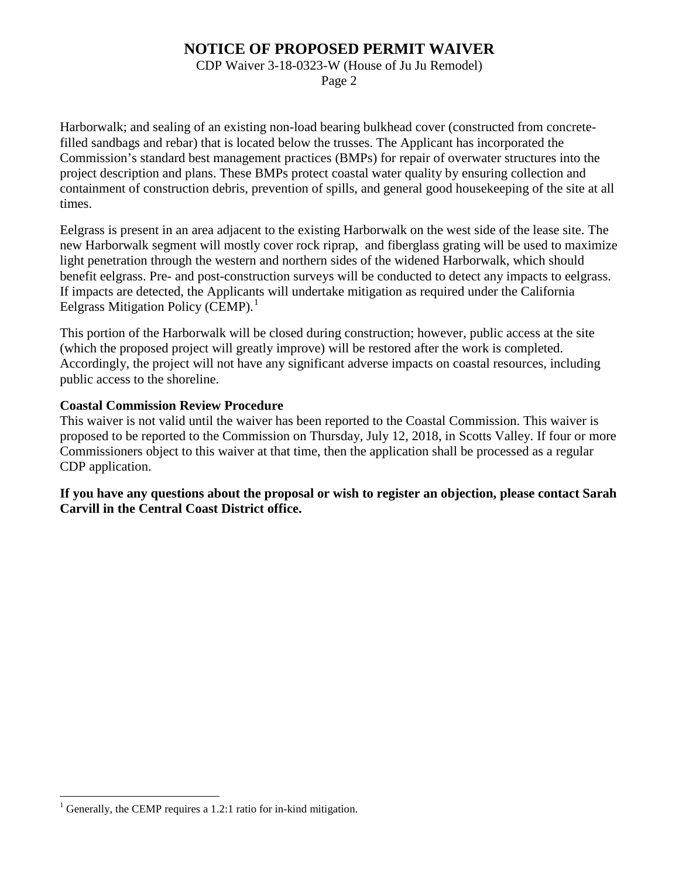Harborwalk; and sealing of an existing non-load bearing bulkhead cover (constructed from concrete-filled sandbags and rebar) that is located below the trusses. The Applicant has incorporated the Commission's standard best management practices (BMPs) for repair of overwater structures into the project description and plans. These BMPs protect coastal water quality by ensuring collection and containment of construction debris, prevention of spills, and general good housekeeping of the site at all times.

Eelgrass is present in an area adjacent to the existing Harborwalk on the west side of the lease site. The new Harborwalk segment will mostly cover rock riprap, and fiberglass grating will be used to maximize light penetration through the western and northern sides of the widened Harborwalk, which should benefit eelgrass. Pre- and post-construction surveys will be conducted to detect any impacts to eelgrass. If impacts are detected, the Applicants will undertake mitigation as required under the California Eelgrass Mitigation Policy (CEMP).[1]

This portion of the Harborwalk will be closed during construction; however, public access at the site (which the proposed project will greatly improve) will be restored after the work is completed. Accordingly, the project will not have any significant adverse impacts on coastal resources, including public access to the shoreline.

**Coastal Commission Review Procedure**

This waiver is not valid until the waiver has been reported to the Coastal Commission. This waiver is proposed to be reported to the Commission on Thursday, July 12, 2018, in Scotts Valley. If four or more Commissioners object to this waiver at that time, then the application shall be processed as a regular CDP application.

**If you have any questions about the proposal or wish to register an objection, please contact Sarah Carvill in the Central Coast District office.**

[1] Generally, the CEMP requires a 1.2:1 ratio for in-kind mitigation.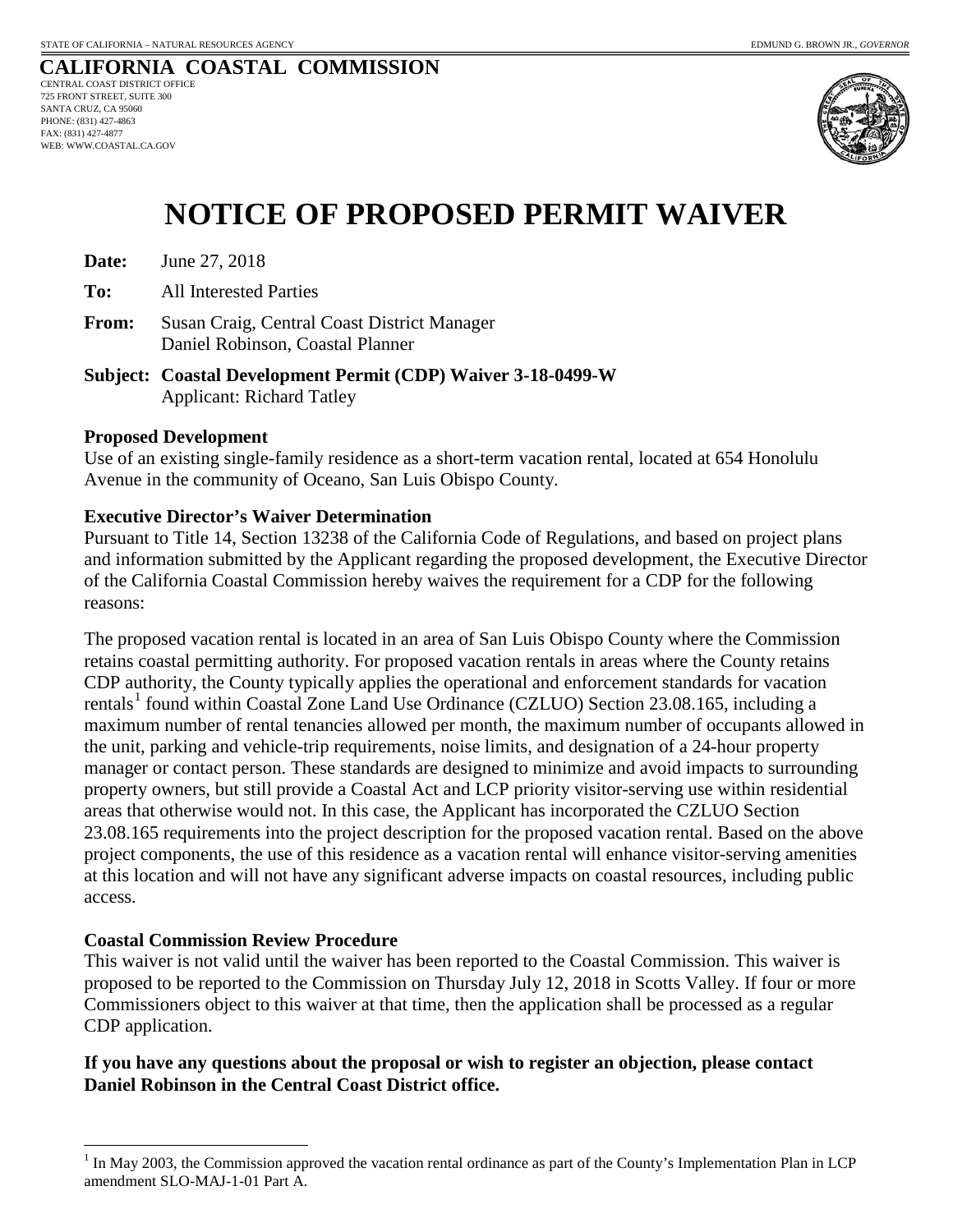STATE OF CALIFORNIA – NATURAL RESOURCES AGENCY

EDMUND G. BROWN JR., *GOVERNOR*

**CALIFORNIA COASTAL COMMISSION**
CENTRAL COAST DISTRICT OFFICE
725 FRONT STREET, SUITE 300
SANTA CRUZ, CA 95060
PHONE: (831) 427-4863
FAX: (831) 427-4877
WEB: WWW.COASTAL.CA.GOV

# NOTICE OF PROPOSED PERMIT WAIVER

**Date:** June 27, 2018

**To:** All Interested Parties

**From:** Susan Craig, Central Coast District Manager
Daniel Robinson, Coastal Planner

**Subject: Coastal Development Permit (CDP) Waiver 3-18-0499-W**
Applicant: Richard Tatley

**Proposed Development**

Use of an existing single-family residence as a short-term vacation rental, located at 654 Honolulu Avenue in the community of Oceano, San Luis Obispo County.

**Executive Director's Waiver Determination**

Pursuant to Title 14, Section 13238 of the California Code of Regulations, and based on project plans and information submitted by the Applicant regarding the proposed development, the Executive Director of the California Coastal Commission hereby waives the requirement for a CDP for the following reasons:

The proposed vacation rental is located in an area of San Luis Obispo County where the Commission retains coastal permitting authority. For proposed vacation rentals in areas where the County retains CDP authority, the County typically applies the operational and enforcement standards for vacation rentals[1] found within Coastal Zone Land Use Ordinance (CZLUO) Section 23.08.165, including a maximum number of rental tenancies allowed per month, the maximum number of occupants allowed in the unit, parking and vehicle-trip requirements, noise limits, and designation of a 24-hour property manager or contact person. These standards are designed to minimize and avoid impacts to surrounding property owners, but still provide a Coastal Act and LCP priority visitor-serving use within residential areas that otherwise would not. In this case, the Applicant has incorporated the CZLUO Section 23.08.165 requirements into the project description for the proposed vacation rental. Based on the above project components, the use of this residence as a vacation rental will enhance visitor-serving amenities at this location and will not have any significant adverse impacts on coastal resources, including public access.

**Coastal Commission Review Procedure**

This waiver is not valid until the waiver has been reported to the Coastal Commission. This waiver is proposed to be reported to the Commission on Thursday July 12, 2018 in Scotts Valley. If four or more Commissioners object to this waiver at that time, then the application shall be processed as a regular CDP application.

**If you have any questions about the proposal or wish to register an objection, please contact Daniel Robinson in the Central Coast District office.**

---

[1] In May 2003, the Commission approved the vacation rental ordinance as part of the County's Implementation Plan in LCP amendment SLO-MAJ-1-01 Part A.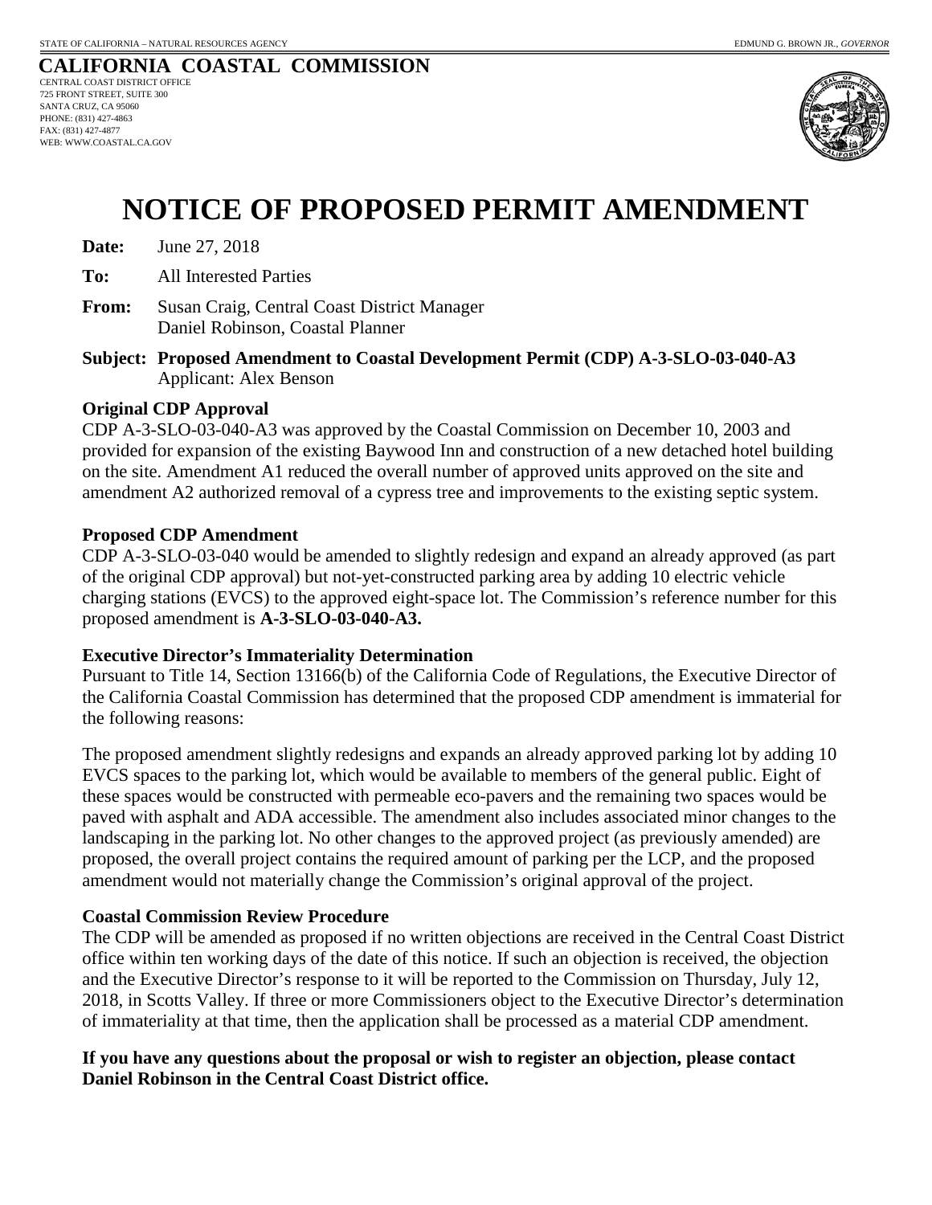STATE OF CALIFORNIA – NATURAL RESOURCES AGENCY

EDMUND G. BROWN JR., *GOVERNOR*

**CALIFORNIA COASTAL COMMISSION**

CENTRAL COAST DISTRICT OFFICE
725 FRONT STREET, SUITE 300
SANTA CRUZ, CA 95060
PHONE: (831) 427-4863
FAX: (831) 427-4877
WEB: WWW.COASTAL.CA.GOV

# NOTICE OF PROPOSED PERMIT AMENDMENT

**Date:** June 27, 2018

**To:** All Interested Parties

**From:** Susan Craig, Central Coast District Manager
Daniel Robinson, Coastal Planner

**Subject: Proposed Amendment to Coastal Development Permit (CDP) A-3-SLO-03-040-A3**
Applicant: Alex Benson

**Original CDP Approval**

CDP A-3-SLO-03-040-A3 was approved by the Coastal Commission on December 10, 2003 and provided for expansion of the existing Baywood Inn and construction of a new detached hotel building on the site. Amendment A1 reduced the overall number of approved units approved on the site and amendment A2 authorized removal of a cypress tree and improvements to the existing septic system.

**Proposed CDP Amendment**

CDP A-3-SLO-03-040 would be amended to slightly redesign and expand an already approved (as part of the original CDP approval) but not-yet-constructed parking area by adding 10 electric vehicle charging stations (EVCS) to the approved eight-space lot. The Commission's reference number for this proposed amendment is **A-3-SLO-03-040-A3.**

**Executive Director's Immateriality Determination**

Pursuant to Title 14, Section 13166(b) of the California Code of Regulations, the Executive Director of the California Coastal Commission has determined that the proposed CDP amendment is immaterial for the following reasons:

The proposed amendment slightly redesigns and expands an already approved parking lot by adding 10 EVCS spaces to the parking lot, which would be available to members of the general public. Eight of these spaces would be constructed with permeable eco-pavers and the remaining two spaces would be paved with asphalt and ADA accessible. The amendment also includes associated minor changes to the landscaping in the parking lot. No other changes to the approved project (as previously amended) are proposed, the overall project contains the required amount of parking per the LCP, and the proposed amendment would not materially change the Commission's original approval of the project.

**Coastal Commission Review Procedure**

The CDP will be amended as proposed if no written objections are received in the Central Coast District office within ten working days of the date of this notice. If such an objection is received, the objection and the Executive Director's response to it will be reported to the Commission on Thursday, July 12, 2018, in Scotts Valley. If three or more Commissioners object to the Executive Director's determination of immateriality at that time, then the application shall be processed as a material CDP amendment.

**If you have any questions about the proposal or wish to register an objection, please contact Daniel Robinson in the Central Coast District office.**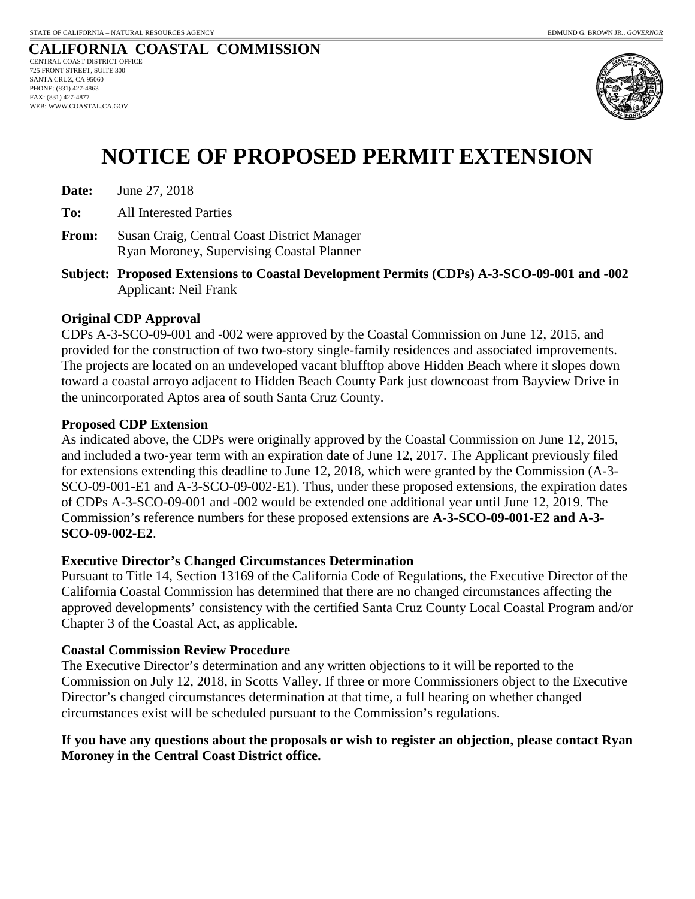STATE OF CALIFORNIA – NATURAL RESOURCES AGENCY EDMUND G. BROWN JR., *GOVERNOR*

**CALIFORNIA COASTAL COMMISSION**
CENTRAL COAST DISTRICT OFFICE
725 FRONT STREET, SUITE 300
SANTA CRUZ, CA 95060
PHONE: (831) 427-4863
FAX: (831) 427-4877
WEB: WWW.COASTAL.CA.GOV

# NOTICE OF PROPOSED PERMIT EXTENSION

**Date:** June 27, 2018

**To:** All Interested Parties

**From:** Susan Craig, Central Coast District Manager
Ryan Moroney, Supervising Coastal Planner

**Subject: Proposed Extensions to Coastal Development Permits (CDPs) A-3-SCO-09-001 and -002**
Applicant: Neil Frank

**Original CDP Approval**

CDPs A-3-SCO-09-001 and -002 were approved by the Coastal Commission on June 12, 2015, and provided for the construction of two two-story single-family residences and associated improvements. The projects are located on an undeveloped vacant blufftop above Hidden Beach where it slopes down toward a coastal arroyo adjacent to Hidden Beach County Park just downcoast from Bayview Drive in the unincorporated Aptos area of south Santa Cruz County.

**Proposed CDP Extension**

As indicated above, the CDPs were originally approved by the Coastal Commission on June 12, 2015, and included a two-year term with an expiration date of June 12, 2017. The Applicant previously filed for extensions extending this deadline to June 12, 2018, which were granted by the Commission (A-3-SCO-09-001-E1 and A-3-SCO-09-002-E1). Thus, under these proposed extensions, the expiration dates of CDPs A-3-SCO-09-001 and -002 would be extended one additional year until June 12, 2019. The Commission's reference numbers for these proposed extensions are **A-3-SCO-09-001-E2 and A-3-SCO-09-002-E2**.

**Executive Director's Changed Circumstances Determination**

Pursuant to Title 14, Section 13169 of the California Code of Regulations, the Executive Director of the California Coastal Commission has determined that there are no changed circumstances affecting the approved developments' consistency with the certified Santa Cruz County Local Coastal Program and/or Chapter 3 of the Coastal Act, as applicable.

**Coastal Commission Review Procedure**

The Executive Director's determination and any written objections to it will be reported to the Commission on July 12, 2018, in Scotts Valley. If three or more Commissioners object to the Executive Director's changed circumstances determination at that time, a full hearing on whether changed circumstances exist will be scheduled pursuant to the Commission's regulations.

**If you have any questions about the proposals or wish to register an objection, please contact Ryan Moroney in the Central Coast District office.**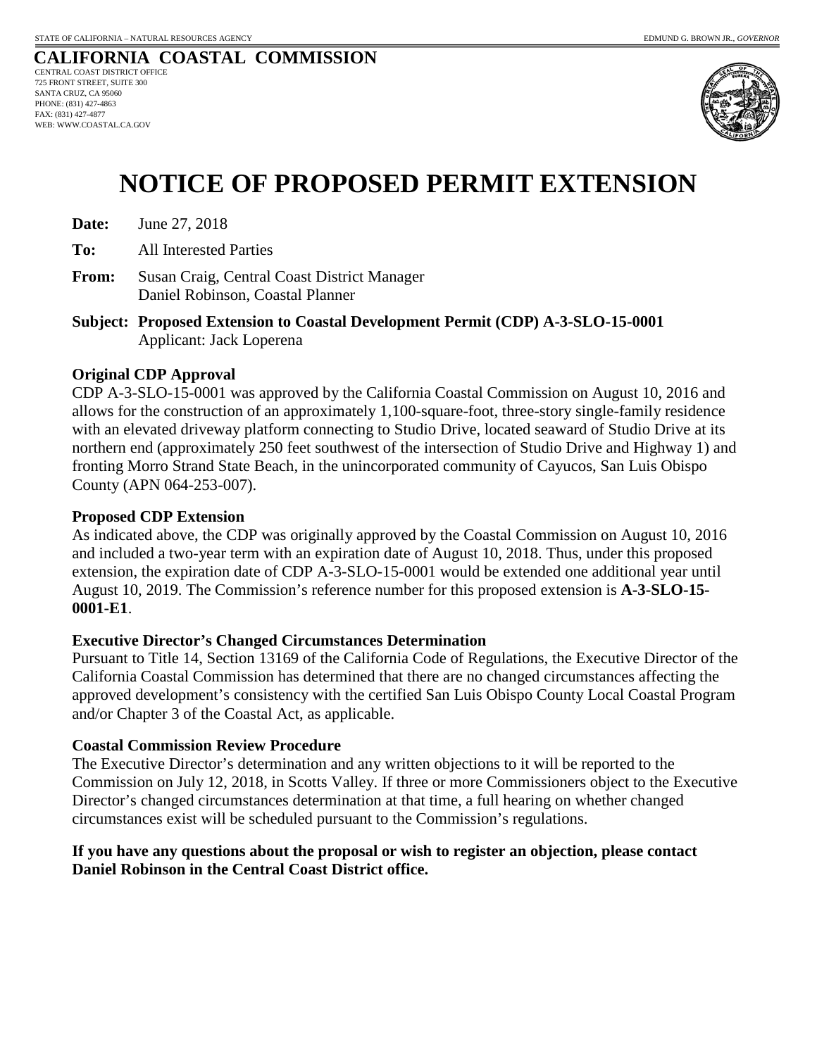STATE OF CALIFORNIA – NATURAL RESOURCES AGENCY

EDMUND G. BROWN JR., *GOVERNOR*

**CALIFORNIA COASTAL COMMISSION**
CENTRAL COAST DISTRICT OFFICE
725 FRONT STREET, SUITE 300
SANTA CRUZ, CA 95060
PHONE: (831) 427-4863
FAX: (831) 427-4877
WEB: WWW.COASTAL.CA.GOV

# NOTICE OF PROPOSED PERMIT EXTENSION

**Date:** June 27, 2018

**To:** All Interested Parties

**From:** Susan Craig, Central Coast District Manager
Daniel Robinson, Coastal Planner

**Subject: Proposed Extension to Coastal Development Permit (CDP) A-3-SLO-15-0001**
Applicant: Jack Loperena

**Original CDP Approval**

CDP A-3-SLO-15-0001 was approved by the California Coastal Commission on August 10, 2016 and allows for the construction of an approximately 1,100-square-foot, three-story single-family residence with an elevated driveway platform connecting to Studio Drive, located seaward of Studio Drive at its northern end (approximately 250 feet southwest of the intersection of Studio Drive and Highway 1) and fronting Morro Strand State Beach, in the unincorporated community of Cayucos, San Luis Obispo County (APN 064-253-007).

**Proposed CDP Extension**

As indicated above, the CDP was originally approved by the Coastal Commission on August 10, 2016 and included a two-year term with an expiration date of August 10, 2018. Thus, under this proposed extension, the expiration date of CDP A-3-SLO-15-0001 would be extended one additional year until August 10, 2019. The Commission's reference number for this proposed extension is **A-3-SLO-15-0001-E1**.

**Executive Director's Changed Circumstances Determination**

Pursuant to Title 14, Section 13169 of the California Code of Regulations, the Executive Director of the California Coastal Commission has determined that there are no changed circumstances affecting the approved development's consistency with the certified San Luis Obispo County Local Coastal Program and/or Chapter 3 of the Coastal Act, as applicable.

**Coastal Commission Review Procedure**

The Executive Director's determination and any written objections to it will be reported to the Commission on July 12, 2018, in Scotts Valley. If three or more Commissioners object to the Executive Director's changed circumstances determination at that time, a full hearing on whether changed circumstances exist will be scheduled pursuant to the Commission's regulations.

**If you have any questions about the proposal or wish to register an objection, please contact Daniel Robinson in the Central Coast District office.**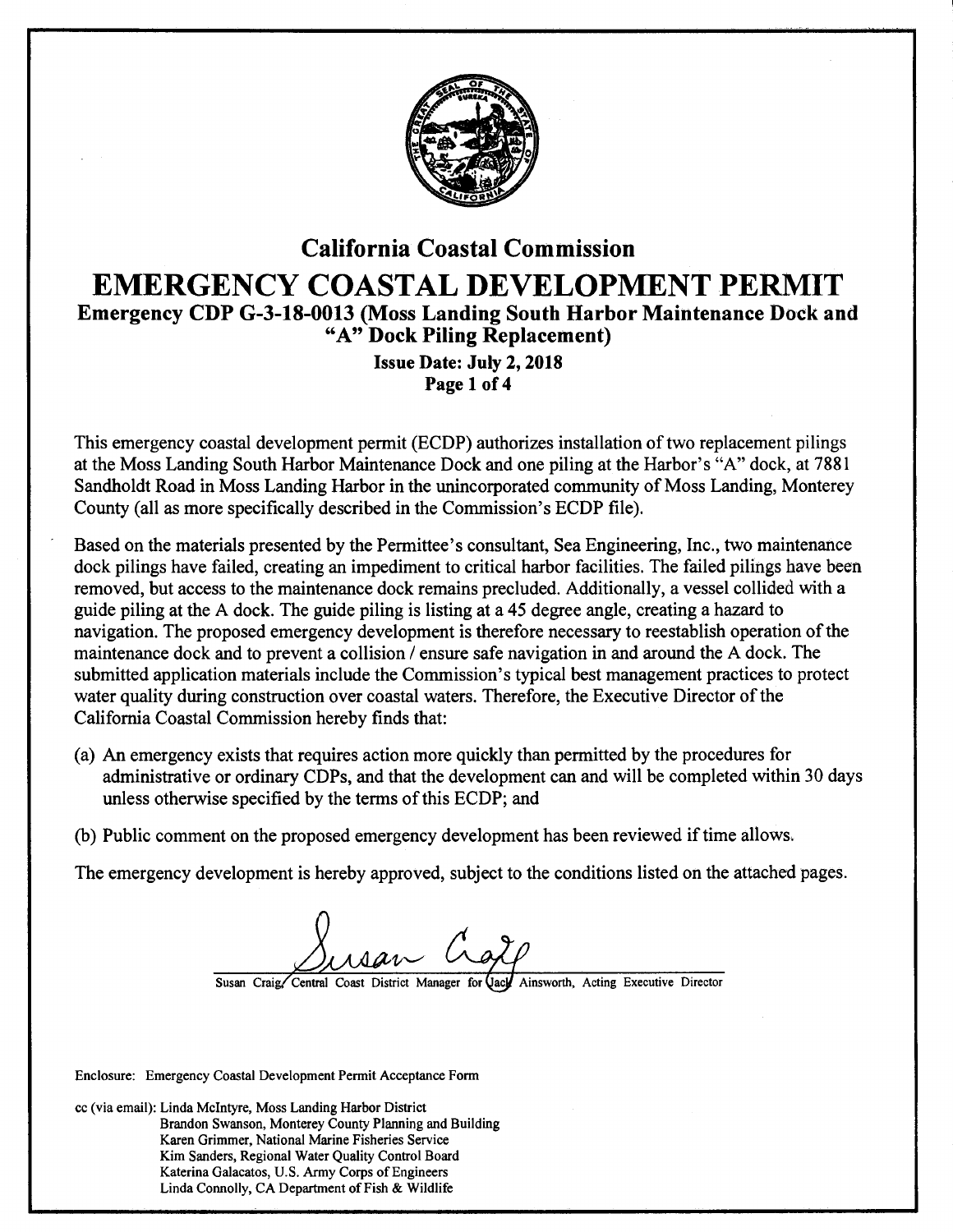# California Coastal Commission

# EMERGENCY COASTAL DEVELOPMENT PERMIT

## Emergency CDP G-3-18-0013 (Moss Landing South Harbor Maintenance Dock and "A" Dock Piling Replacement)

**Issue Date: July 2, 2018**

This emergency coastal development permit (ECDP) authorizes installation of two replacement pilings at the Moss Landing South Harbor Maintenance Dock and one piling at the Harbor's "A" dock, at 7881 Sandholdt Road in Moss Landing Harbor in the unincorporated community of Moss Landing, Monterey County (all as more specifically described in the Commission's ECDP file).

Based on the materials presented by the Permittee's consultant, Sea Engineering, Inc., two maintenance dock pilings have failed, creating an impediment to critical harbor facilities. The failed pilings have been removed, but access to the maintenance dock remains precluded. Additionally, a vessel collided with a guide piling at the A dock. The guide piling is listing at a 45 degree angle, creating a hazard to navigation. The proposed emergency development is therefore necessary to reestablish operation of the maintenance dock and to prevent a collision / ensure safe navigation in and around the A dock. The submitted application materials include the Commission's typical best management practices to protect water quality during construction over coastal waters. Therefore, the Executive Director of the California Coastal Commission hereby finds that:

(a) An emergency exists that requires action more quickly than permitted by the procedures for administrative or ordinary CDPs, and that the development can and will be completed within 30 days unless otherwise specified by the terms of this ECDP; and

(b) Public comment on the proposed emergency development has been reviewed if time allows.

The emergency development is hereby approved, subject to the conditions listed on the attached pages.

Susan Craig

Susan Craig, Central Coast District Manager for Jack Ainsworth, Acting Executive Director

Enclosure: Emergency Coastal Development Permit Acceptance Form

cc (via email): Linda McIntyre, Moss Landing Harbor District
Brandon Swanson, Monterey County Planning and Building
Karen Grimmer, National Marine Fisheries Service
Kim Sanders, Regional Water Quality Control Board
Katerina Galacatos, U.S. Army Corps of Engineers
Linda Connolly, CA Department of Fish & Wildlife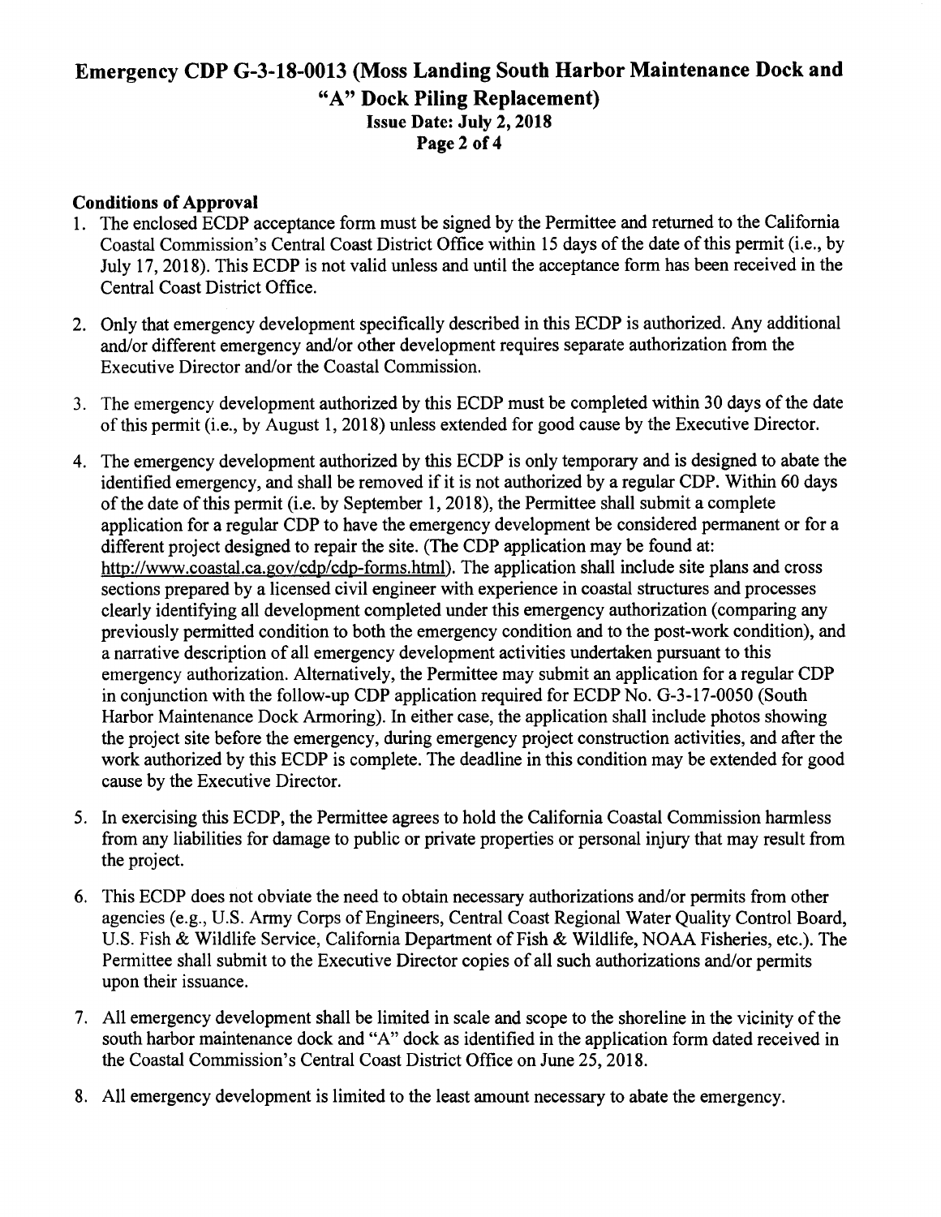## Conditions of Approval

1. The enclosed ECDP acceptance form must be signed by the Permittee and returned to the California Coastal Commission's Central Coast District Office within 15 days of the date of this permit (i.e., by July 17, 2018). This ECDP is not valid unless and until the acceptance form has been received in the Central Coast District Office.

2. Only that emergency development specifically described in this ECDP is authorized. Any additional and/or different emergency and/or other development requires separate authorization from the Executive Director and/or the Coastal Commission.

3. The emergency development authorized by this ECDP must be completed within 30 days of the date of this permit (i.e., by August 1, 2018) unless extended for good cause by the Executive Director.

4. The emergency development authorized by this ECDP is only temporary and is designed to abate the identified emergency, and shall be removed if it is not authorized by a regular CDP. Within 60 days of the date of this permit (i.e. by September 1, 2018), the Permittee shall submit a complete application for a regular CDP to have the emergency development be considered permanent or for a different project designed to repair the site. (The CDP application may be found at: http://www.coastal.ca.gov/cdp/cdp-forms.html). The application shall include site plans and cross sections prepared by a licensed civil engineer with experience in coastal structures and processes clearly identifying all development completed under this emergency authorization (comparing any previously permitted condition to both the emergency condition and to the post-work condition), and a narrative description of all emergency development activities undertaken pursuant to this emergency authorization. Alternatively, the Permittee may submit an application for a regular CDP in conjunction with the follow-up CDP application required for ECDP No. G-3-17-0050 (South Harbor Maintenance Dock Armoring). In either case, the application shall include photos showing the project site before the emergency, during emergency project construction activities, and after the work authorized by this ECDP is complete. The deadline in this condition may be extended for good cause by the Executive Director.

5. In exercising this ECDP, the Permittee agrees to hold the California Coastal Commission harmless from any liabilities for damage to public or private properties or personal injury that may result from the project.

6. This ECDP does not obviate the need to obtain necessary authorizations and/or permits from other agencies (e.g., U.S. Army Corps of Engineers, Central Coast Regional Water Quality Control Board, U.S. Fish & Wildlife Service, California Department of Fish & Wildlife, NOAA Fisheries, etc.). The Permittee shall submit to the Executive Director copies of all such authorizations and/or permits upon their issuance.

7. All emergency development shall be limited in scale and scope to the shoreline in the vicinity of the south harbor maintenance dock and "A" dock as identified in the application form dated received in the Coastal Commission's Central Coast District Office on June 25, 2018.

8. All emergency development is limited to the least amount necessary to abate the emergency.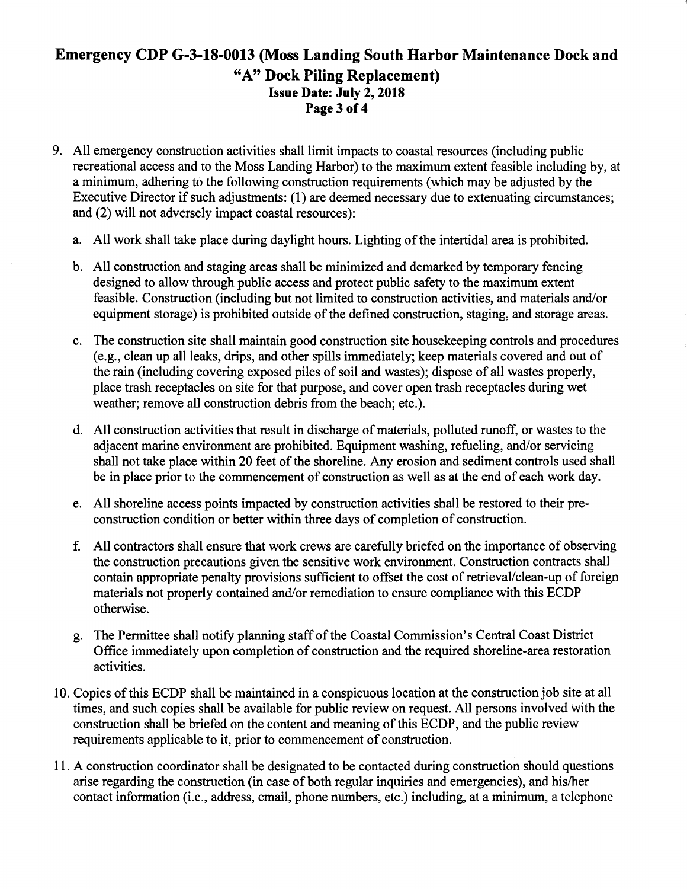9. All emergency construction activities shall limit impacts to coastal resources (including public recreational access and to the Moss Landing Harbor) to the maximum extent feasible including by, at a minimum, adhering to the following construction requirements (which may be adjusted by the Executive Director if such adjustments: (1) are deemed necessary due to extenuating circumstances; and (2) will not adversely impact coastal resources):

   a. All work shall take place during daylight hours. Lighting of the intertidal area is prohibited.

   b. All construction and staging areas shall be minimized and demarked by temporary fencing designed to allow through public access and protect public safety to the maximum extent feasible. Construction (including but not limited to construction activities, and materials and/or equipment storage) is prohibited outside of the defined construction, staging, and storage areas.

   c. The construction site shall maintain good construction site housekeeping controls and procedures (e.g., clean up all leaks, drips, and other spills immediately; keep materials covered and out of the rain (including covering exposed piles of soil and wastes); dispose of all wastes properly, place trash receptacles on site for that purpose, and cover open trash receptacles during wet weather; remove all construction debris from the beach; etc.).

   d. All construction activities that result in discharge of materials, polluted runoff, or wastes to the adjacent marine environment are prohibited. Equipment washing, refueling, and/or servicing shall not take place within 20 feet of the shoreline. Any erosion and sediment controls used shall be in place prior to the commencement of construction as well as at the end of each work day.

   e. All shoreline access points impacted by construction activities shall be restored to their pre-construction condition or better within three days of completion of construction.

   f. All contractors shall ensure that work crews are carefully briefed on the importance of observing the construction precautions given the sensitive work environment. Construction contracts shall contain appropriate penalty provisions sufficient to offset the cost of retrieval/clean-up of foreign materials not properly contained and/or remediation to ensure compliance with this ECDP otherwise.

   g. The Permittee shall notify planning staff of the Coastal Commission's Central Coast District Office immediately upon completion of construction and the required shoreline-area restoration activities.

10. Copies of this ECDP shall be maintained in a conspicuous location at the construction job site at all times, and such copies shall be available for public review on request. All persons involved with the construction shall be briefed on the content and meaning of this ECDP, and the public review requirements applicable to it, prior to commencement of construction.

11. A construction coordinator shall be designated to be contacted during construction should questions arise regarding the construction (in case of both regular inquiries and emergencies), and his/her contact information (i.e., address, email, phone numbers, etc.) including, at a minimum, a telephone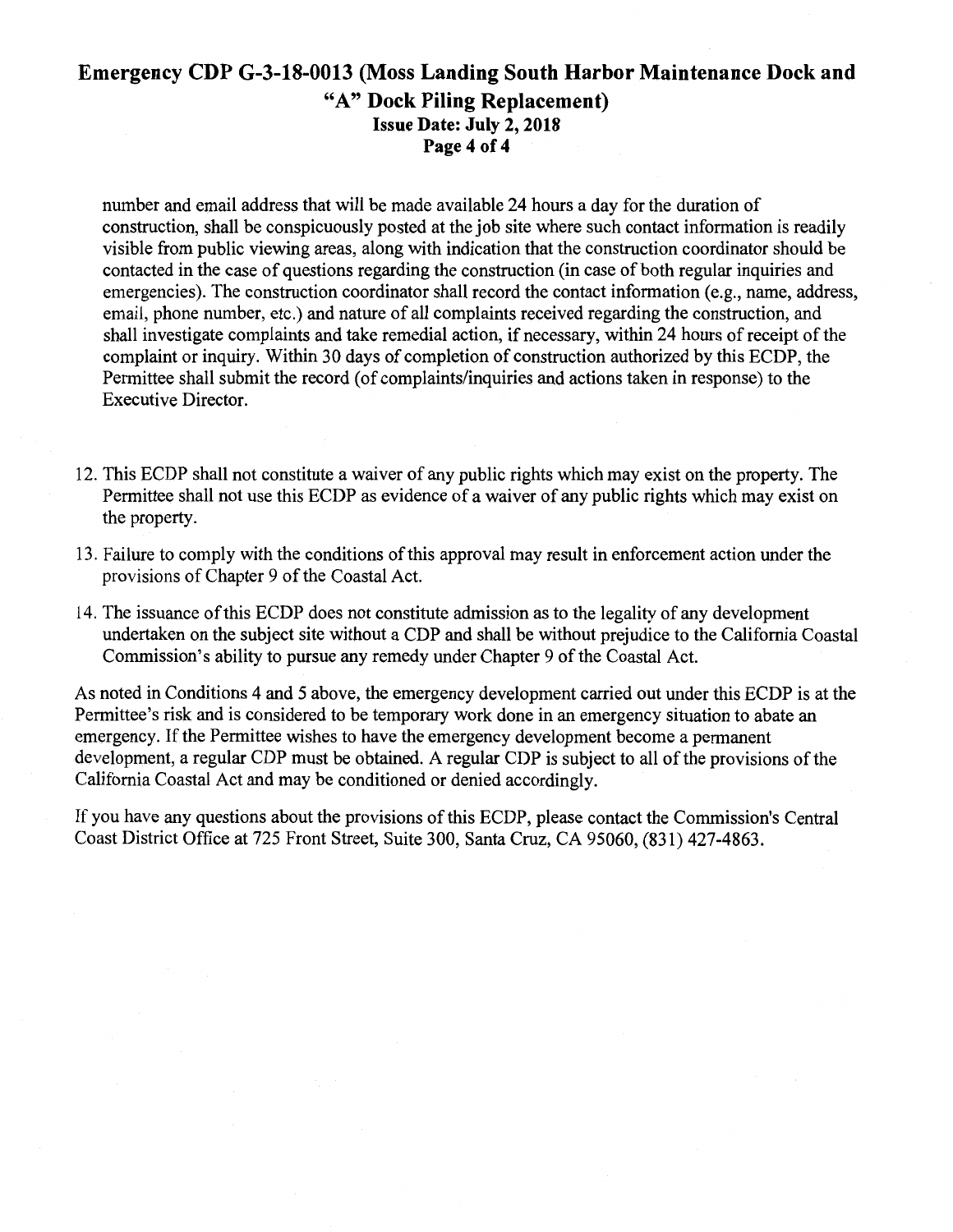number and email address that will be made available 24 hours a day for the duration of construction, shall be conspicuously posted at the job site where such contact information is readily visible from public viewing areas, along with indication that the construction coordinator should be contacted in the case of questions regarding the construction (in case of both regular inquiries and emergencies). The construction coordinator shall record the contact information (e.g., name, address, email, phone number, etc.) and nature of all complaints received regarding the construction, and shall investigate complaints and take remedial action, if necessary, within 24 hours of receipt of the complaint or inquiry. Within 30 days of completion of construction authorized by this ECDP, the Permittee shall submit the record (of complaints/inquiries and actions taken in response) to the Executive Director.

12. This ECDP shall not constitute a waiver of any public rights which may exist on the property. The Permittee shall not use this ECDP as evidence of a waiver of any public rights which may exist on the property.

13. Failure to comply with the conditions of this approval may result in enforcement action under the provisions of Chapter 9 of the Coastal Act.

14. The issuance of this ECDP does not constitute admission as to the legality of any development undertaken on the subject site without a CDP and shall be without prejudice to the California Coastal Commission's ability to pursue any remedy under Chapter 9 of the Coastal Act.

As noted in Conditions 4 and 5 above, the emergency development carried out under this ECDP is at the Permittee's risk and is considered to be temporary work done in an emergency situation to abate an emergency. If the Permittee wishes to have the emergency development become a permanent development, a regular CDP must be obtained. A regular CDP is subject to all of the provisions of the California Coastal Act and may be conditioned or denied accordingly.

If you have any questions about the provisions of this ECDP, please contact the Commission's Central Coast District Office at 725 Front Street, Suite 300, Santa Cruz, CA 95060, (831) 427-4863.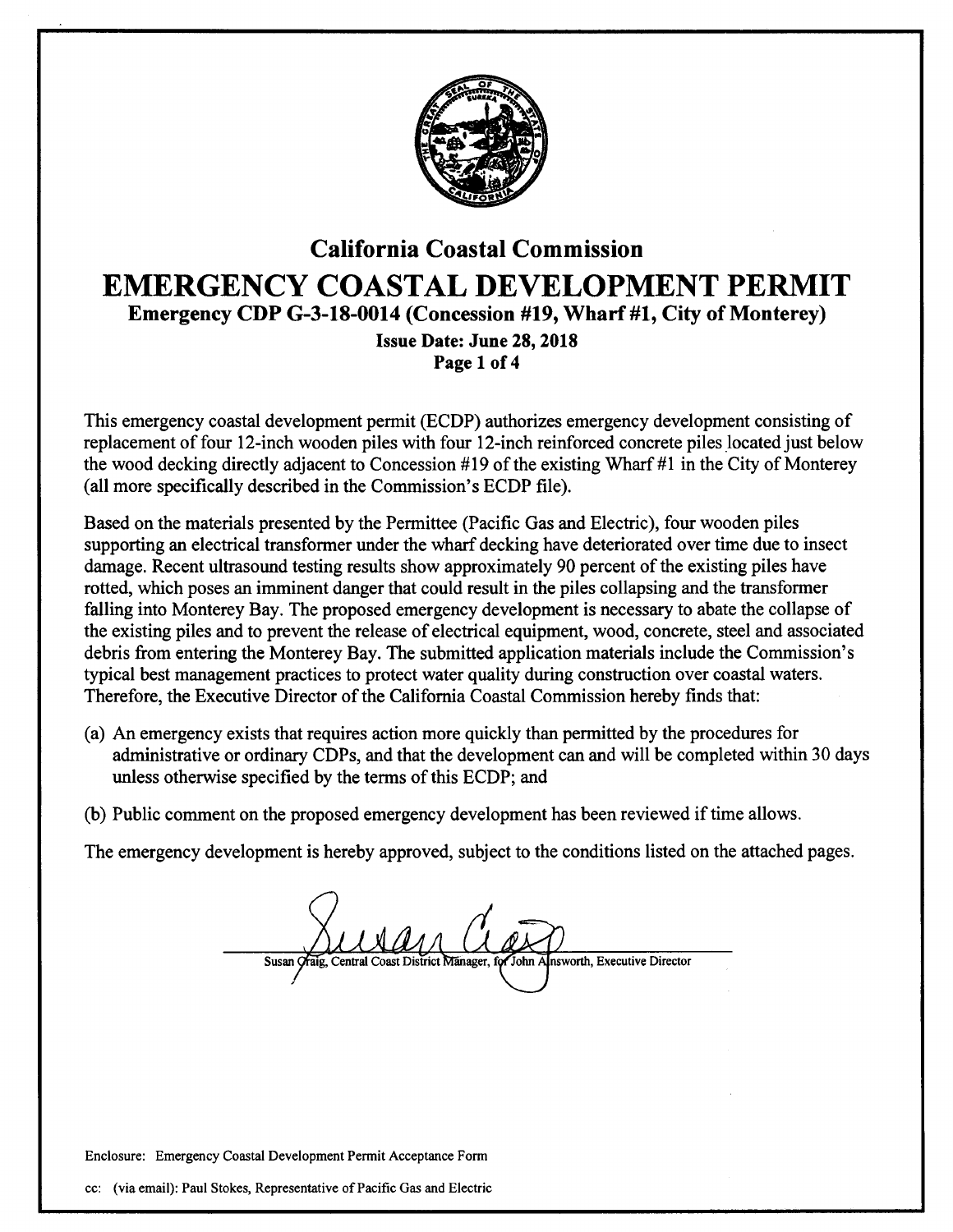# California Coastal Commission

# EMERGENCY COASTAL DEVELOPMENT PERMIT

**Emergency CDP G-3-18-0014 (Concession #19, Wharf #1, City of Monterey)**

**Issue Date: June 28, 2018**

This emergency coastal development permit (ECDP) authorizes emergency development consisting of replacement of four 12-inch wooden piles with four 12-inch reinforced concrete piles located just below the wood decking directly adjacent to Concession #19 of the existing Wharf #1 in the City of Monterey (all more specifically described in the Commission's ECDP file).

Based on the materials presented by the Permittee (Pacific Gas and Electric), four wooden piles supporting an electrical transformer under the wharf decking have deteriorated over time due to insect damage. Recent ultrasound testing results show approximately 90 percent of the existing piles have rotted, which poses an imminent danger that could result in the piles collapsing and the transformer falling into Monterey Bay. The proposed emergency development is necessary to abate the collapse of the existing piles and to prevent the release of electrical equipment, wood, concrete, steel and associated debris from entering the Monterey Bay. The submitted application materials include the Commission's typical best management practices to protect water quality during construction over coastal waters. Therefore, the Executive Director of the California Coastal Commission hereby finds that:

(a) An emergency exists that requires action more quickly than permitted by the procedures for administrative or ordinary CDPs, and that the development can and will be completed within 30 days unless otherwise specified by the terms of this ECDP; and

(b) Public comment on the proposed emergency development has been reviewed if time allows.

The emergency development is hereby approved, subject to the conditions listed on the attached pages.

Susan Craig, Central Coast District Manager, for John Ainsworth, Executive Director

Enclosure: Emergency Coastal Development Permit Acceptance Form

cc: (via email): Paul Stokes, Representative of Pacific Gas and Electric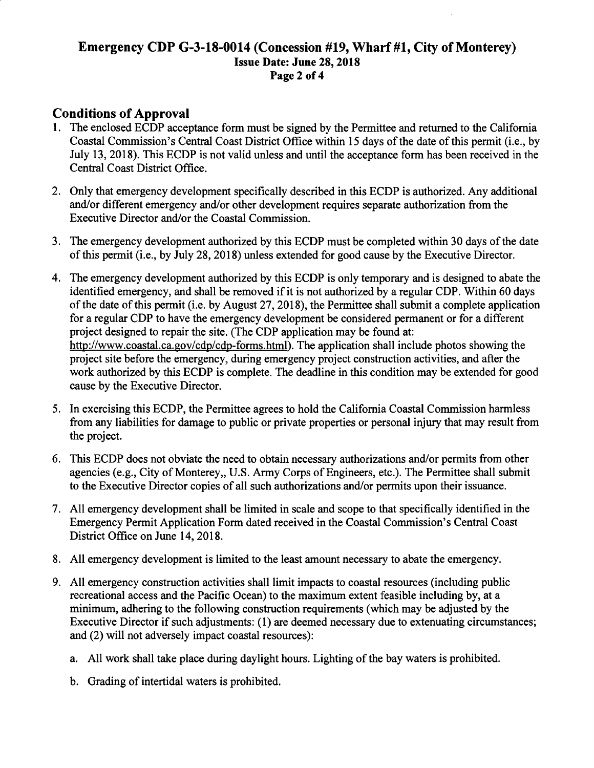## Conditions of Approval

1. The enclosed ECDP acceptance form must be signed by the Permittee and returned to the California Coastal Commission's Central Coast District Office within 15 days of the date of this permit (i.e., by July 13, 2018). This ECDP is not valid unless and until the acceptance form has been received in the Central Coast District Office.

2. Only that emergency development specifically described in this ECDP is authorized. Any additional and/or different emergency and/or other development requires separate authorization from the Executive Director and/or the Coastal Commission.

3. The emergency development authorized by this ECDP must be completed within 30 days of the date of this permit (i.e., by July 28, 2018) unless extended for good cause by the Executive Director.

4. The emergency development authorized by this ECDP is only temporary and is designed to abate the identified emergency, and shall be removed if it is not authorized by a regular CDP. Within 60 days of the date of this permit (i.e. by August 27, 2018), the Permittee shall submit a complete application for a regular CDP to have the emergency development be considered permanent or for a different project designed to repair the site. (The CDP application may be found at: http://www.coastal.ca.gov/cdp/cdp-forms.html). The application shall include photos showing the project site before the emergency, during emergency project construction activities, and after the work authorized by this ECDP is complete. The deadline in this condition may be extended for good cause by the Executive Director.

5. In exercising this ECDP, the Permittee agrees to hold the California Coastal Commission harmless from any liabilities for damage to public or private properties or personal injury that may result from the project.

6. This ECDP does not obviate the need to obtain necessary authorizations and/or permits from other agencies (e.g., City of Monterey,, U.S. Army Corps of Engineers, etc.). The Permittee shall submit to the Executive Director copies of all such authorizations and/or permits upon their issuance.

7. All emergency development shall be limited in scale and scope to that specifically identified in the Emergency Permit Application Form dated received in the Coastal Commission's Central Coast District Office on June 14, 2018.

8. All emergency development is limited to the least amount necessary to abate the emergency.

9. All emergency construction activities shall limit impacts to coastal resources (including public recreational access and the Pacific Ocean) to the maximum extent feasible including by, at a minimum, adhering to the following construction requirements (which may be adjusted by the Executive Director if such adjustments: (1) are deemed necessary due to extenuating circumstances; and (2) will not adversely impact coastal resources):

   a. All work shall take place during daylight hours. Lighting of the bay waters is prohibited.

   b. Grading of intertidal waters is prohibited.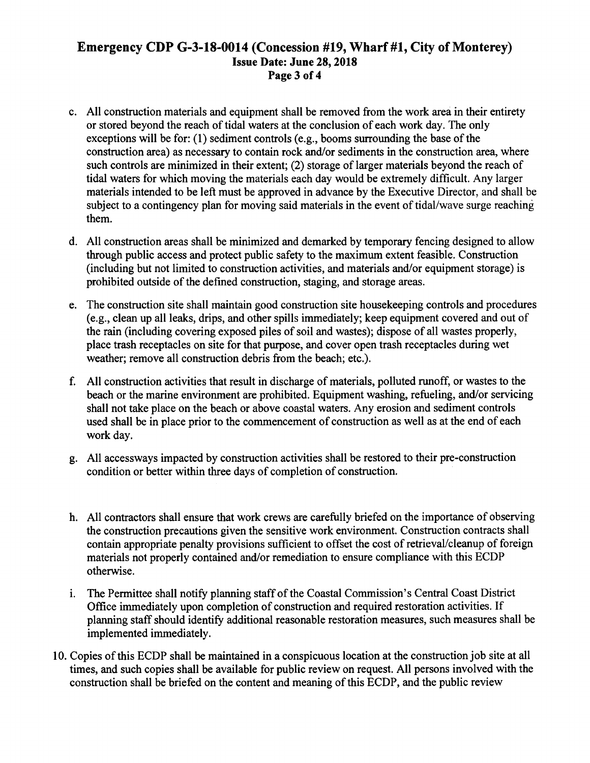c. All construction materials and equipment shall be removed from the work area in their entirety or stored beyond the reach of tidal waters at the conclusion of each work day. The only exceptions will be for: (1) sediment controls (e.g., booms surrounding the base of the construction area) as necessary to contain rock and/or sediments in the construction area, where such controls are minimized in their extent; (2) storage of larger materials beyond the reach of tidal waters for which moving the materials each day would be extremely difficult. Any larger materials intended to be left must be approved in advance by the Executive Director, and shall be subject to a contingency plan for moving said materials in the event of tidal/wave surge reaching them.

d. All construction areas shall be minimized and demarked by temporary fencing designed to allow through public access and protect public safety to the maximum extent feasible. Construction (including but not limited to construction activities, and materials and/or equipment storage) is prohibited outside of the defined construction, staging, and storage areas.

e. The construction site shall maintain good construction site housekeeping controls and procedures (e.g., clean up all leaks, drips, and other spills immediately; keep equipment covered and out of the rain (including covering exposed piles of soil and wastes); dispose of all wastes properly, place trash receptacles on site for that purpose, and cover open trash receptacles during wet weather; remove all construction debris from the beach; etc.).

f. All construction activities that result in discharge of materials, polluted runoff, or wastes to the beach or the marine environment are prohibited. Equipment washing, refueling, and/or servicing shall not take place on the beach or above coastal waters. Any erosion and sediment controls used shall be in place prior to the commencement of construction as well as at the end of each work day.

g. All accessways impacted by construction activities shall be restored to their pre-construction condition or better within three days of completion of construction.

h. All contractors shall ensure that work crews are carefully briefed on the importance of observing the construction precautions given the sensitive work environment. Construction contracts shall contain appropriate penalty provisions sufficient to offset the cost of retrieval/cleanup of foreign materials not properly contained and/or remediation to ensure compliance with this ECDP otherwise.

i. The Permittee shall notify planning staff of the Coastal Commission's Central Coast District Office immediately upon completion of construction and required restoration activities. If planning staff should identify additional reasonable restoration measures, such measures shall be implemented immediately.

10. Copies of this ECDP shall be maintained in a conspicuous location at the construction job site at all times, and such copies shall be available for public review on request. All persons involved with the construction shall be briefed on the content and meaning of this ECDP, and the public review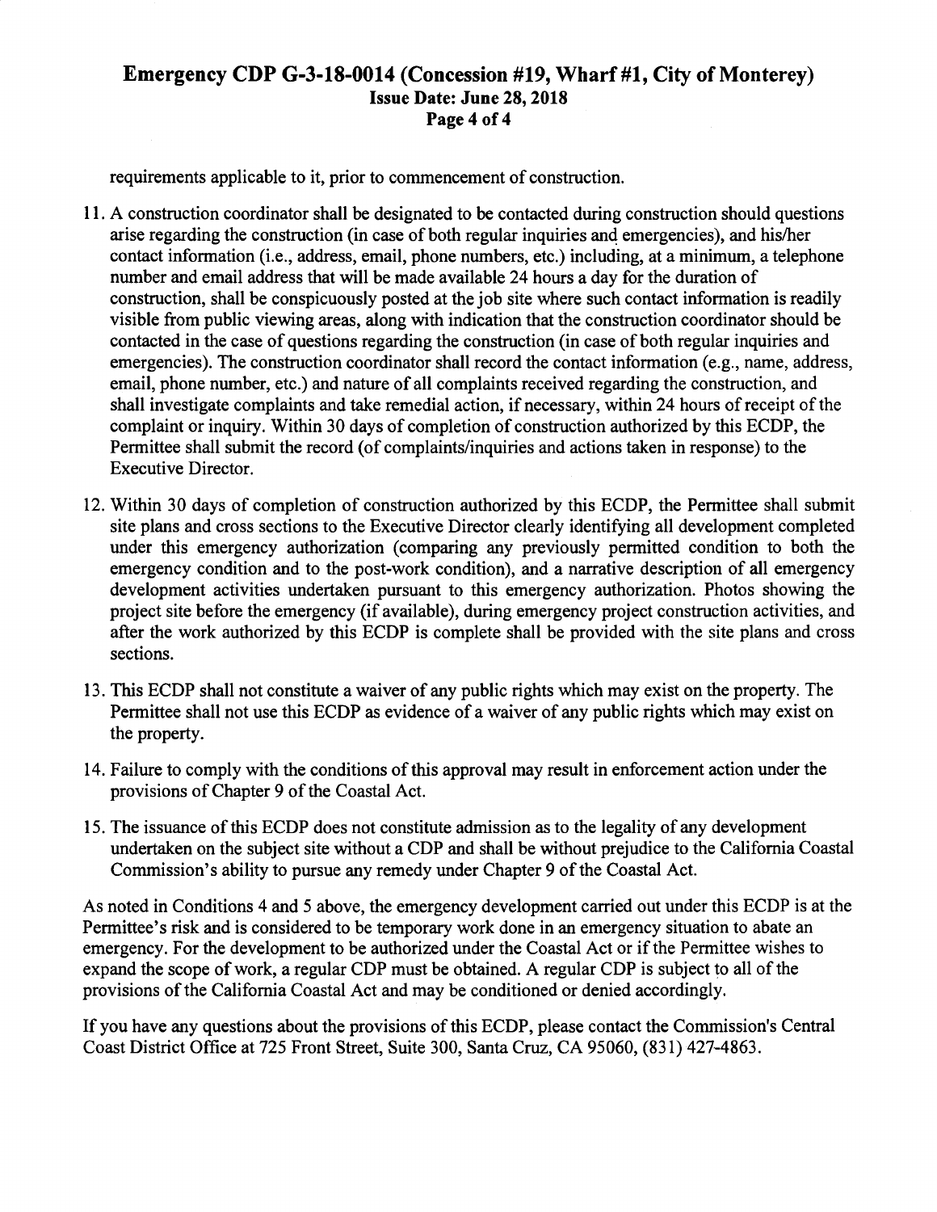requirements applicable to it, prior to commencement of construction.

11. A construction coordinator shall be designated to be contacted during construction should questions arise regarding the construction (in case of both regular inquiries and emergencies), and his/her contact information (i.e., address, email, phone numbers, etc.) including, at a minimum, a telephone number and email address that will be made available 24 hours a day for the duration of construction, shall be conspicuously posted at the job site where such contact information is readily visible from public viewing areas, along with indication that the construction coordinator should be contacted in the case of questions regarding the construction (in case of both regular inquiries and emergencies). The construction coordinator shall record the contact information (e.g., name, address, email, phone number, etc.) and nature of all complaints received regarding the construction, and shall investigate complaints and take remedial action, if necessary, within 24 hours of receipt of the complaint or inquiry. Within 30 days of completion of construction authorized by this ECDP, the Permittee shall submit the record (of complaints/inquiries and actions taken in response) to the Executive Director.

12. Within 30 days of completion of construction authorized by this ECDP, the Permittee shall submit site plans and cross sections to the Executive Director clearly identifying all development completed under this emergency authorization (comparing any previously permitted condition to both the emergency condition and to the post-work condition), and a narrative description of all emergency development activities undertaken pursuant to this emergency authorization. Photos showing the project site before the emergency (if available), during emergency project construction activities, and after the work authorized by this ECDP is complete shall be provided with the site plans and cross sections.

13. This ECDP shall not constitute a waiver of any public rights which may exist on the property. The Permittee shall not use this ECDP as evidence of a waiver of any public rights which may exist on the property.

14. Failure to comply with the conditions of this approval may result in enforcement action under the provisions of Chapter 9 of the Coastal Act.

15. The issuance of this ECDP does not constitute admission as to the legality of any development undertaken on the subject site without a CDP and shall be without prejudice to the California Coastal Commission's ability to pursue any remedy under Chapter 9 of the Coastal Act.

As noted in Conditions 4 and 5 above, the emergency development carried out under this ECDP is at the Permittee's risk and is considered to be temporary work done in an emergency situation to abate an emergency. For the development to be authorized under the Coastal Act or if the Permittee wishes to expand the scope of work, a regular CDP must be obtained. A regular CDP is subject to all of the provisions of the California Coastal Act and may be conditioned or denied accordingly.

If you have any questions about the provisions of this ECDP, please contact the Commission's Central Coast District Office at 725 Front Street, Suite 300, Santa Cruz, CA 95060, (831) 427-4863.